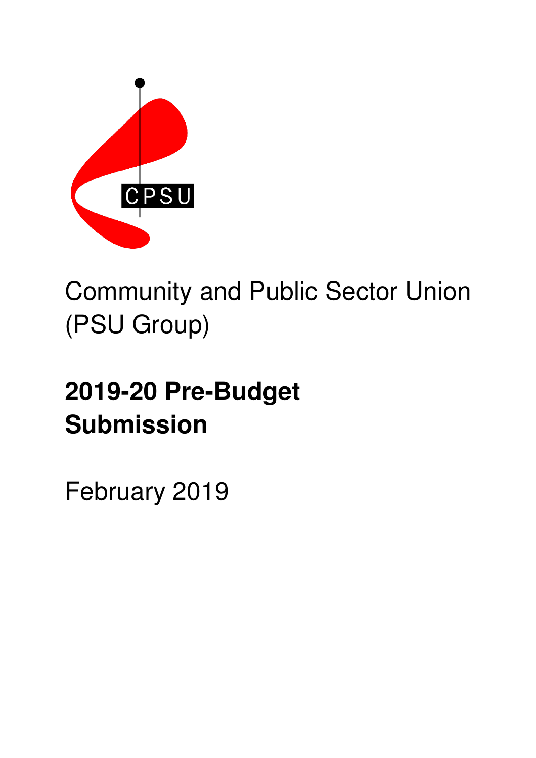CPSU

Community and Public Sector Union (PSU Group)

# 2019-20 Pre-Budget Submission

February 2019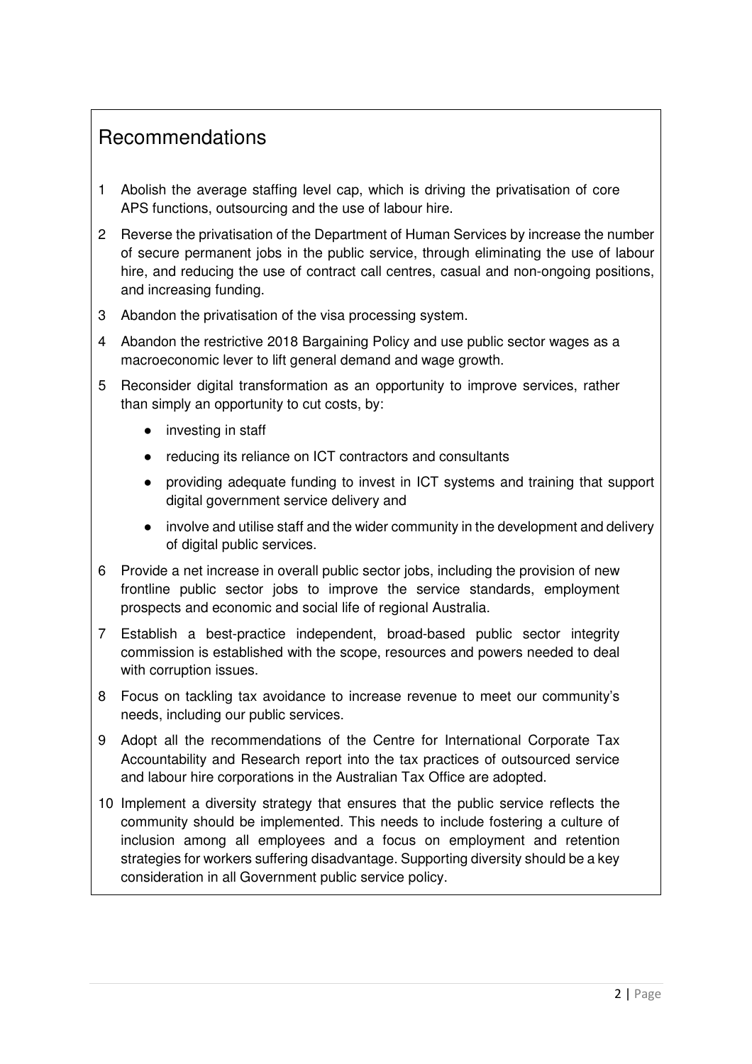## Recommendations

1. Abolish the average staffing level cap, which is driving the privatisation of core APS functions, outsourcing and the use of labour hire.
2. Reverse the privatisation of the Department of Human Services by increase the number of secure permanent jobs in the public service, through eliminating the use of labour hire, and reducing the use of contract call centres, casual and non-ongoing positions, and increasing funding.
3. Abandon the privatisation of the visa processing system.
4. Abandon the restrictive 2018 Bargaining Policy and use public sector wages as a macroeconomic lever to lift general demand and wage growth.
5. Reconsider digital transformation as an opportunity to improve services, rather than simply an opportunity to cut costs, by:
   - investing in staff
   - reducing its reliance on ICT contractors and consultants
   - providing adequate funding to invest in ICT systems and training that support digital government service delivery and
   - involve and utilise staff and the wider community in the development and delivery of digital public services.
6. Provide a net increase in overall public sector jobs, including the provision of new frontline public sector jobs to improve the service standards, employment prospects and economic and social life of regional Australia.
7. Establish a best-practice independent, broad-based public sector integrity commission is established with the scope, resources and powers needed to deal with corruption issues.
8. Focus on tackling tax avoidance to increase revenue to meet our community's needs, including our public services.
9. Adopt all the recommendations of the Centre for International Corporate Tax Accountability and Research report into the tax practices of outsourced service and labour hire corporations in the Australian Tax Office are adopted.
10. Implement a diversity strategy that ensures that the public service reflects the community should be implemented. This needs to include fostering a culture of inclusion among all employees and a focus on employment and retention strategies for workers suffering disadvantage. Supporting diversity should be a key consideration in all Government public service policy.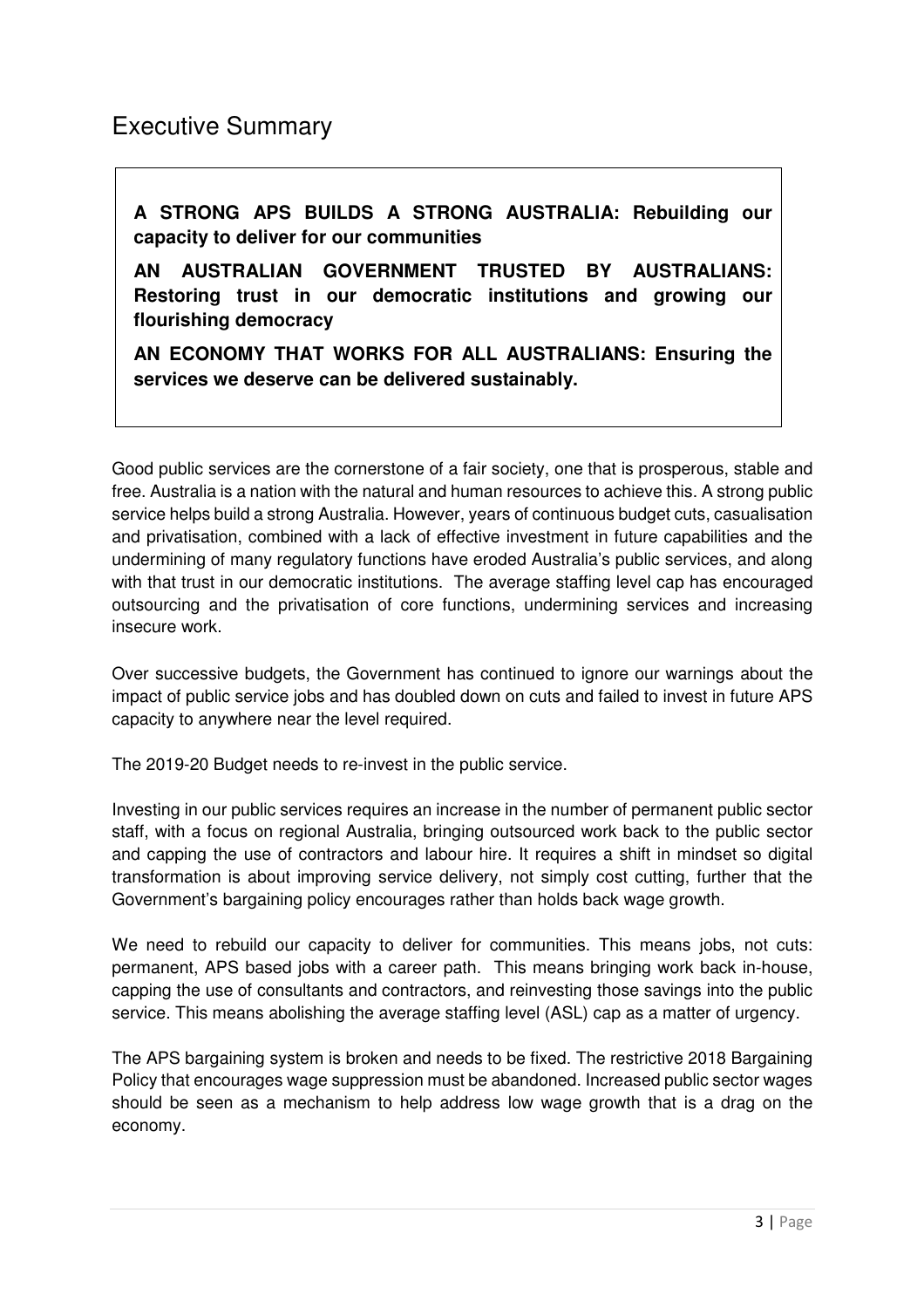# Executive Summary

**A STRONG APS BUILDS A STRONG AUSTRALIA: Rebuilding our capacity to deliver for our communities**

**AN AUSTRALIAN GOVERNMENT TRUSTED BY AUSTRALIANS: Restoring trust in our democratic institutions and growing our flourishing democracy**

**AN ECONOMY THAT WORKS FOR ALL AUSTRALIANS: Ensuring the services we deserve can be delivered sustainably.**

Good public services are the cornerstone of a fair society, one that is prosperous, stable and free. Australia is a nation with the natural and human resources to achieve this. A strong public service helps build a strong Australia. However, years of continuous budget cuts, casualisation and privatisation, combined with a lack of effective investment in future capabilities and the undermining of many regulatory functions have eroded Australia's public services, and along with that trust in our democratic institutions. The average staffing level cap has encouraged outsourcing and the privatisation of core functions, undermining services and increasing insecure work.

Over successive budgets, the Government has continued to ignore our warnings about the impact of public service jobs and has doubled down on cuts and failed to invest in future APS capacity to anywhere near the level required.

The 2019-20 Budget needs to re-invest in the public service.

Investing in our public services requires an increase in the number of permanent public sector staff, with a focus on regional Australia, bringing outsourced work back to the public sector and capping the use of contractors and labour hire. It requires a shift in mindset so digital transformation is about improving service delivery, not simply cost cutting, further that the Government's bargaining policy encourages rather than holds back wage growth.

We need to rebuild our capacity to deliver for communities. This means jobs, not cuts: permanent, APS based jobs with a career path. This means bringing work back in-house, capping the use of consultants and contractors, and reinvesting those savings into the public service. This means abolishing the average staffing level (ASL) cap as a matter of urgency.

The APS bargaining system is broken and needs to be fixed. The restrictive 2018 Bargaining Policy that encourages wage suppression must be abandoned. Increased public sector wages should be seen as a mechanism to help address low wage growth that is a drag on the economy.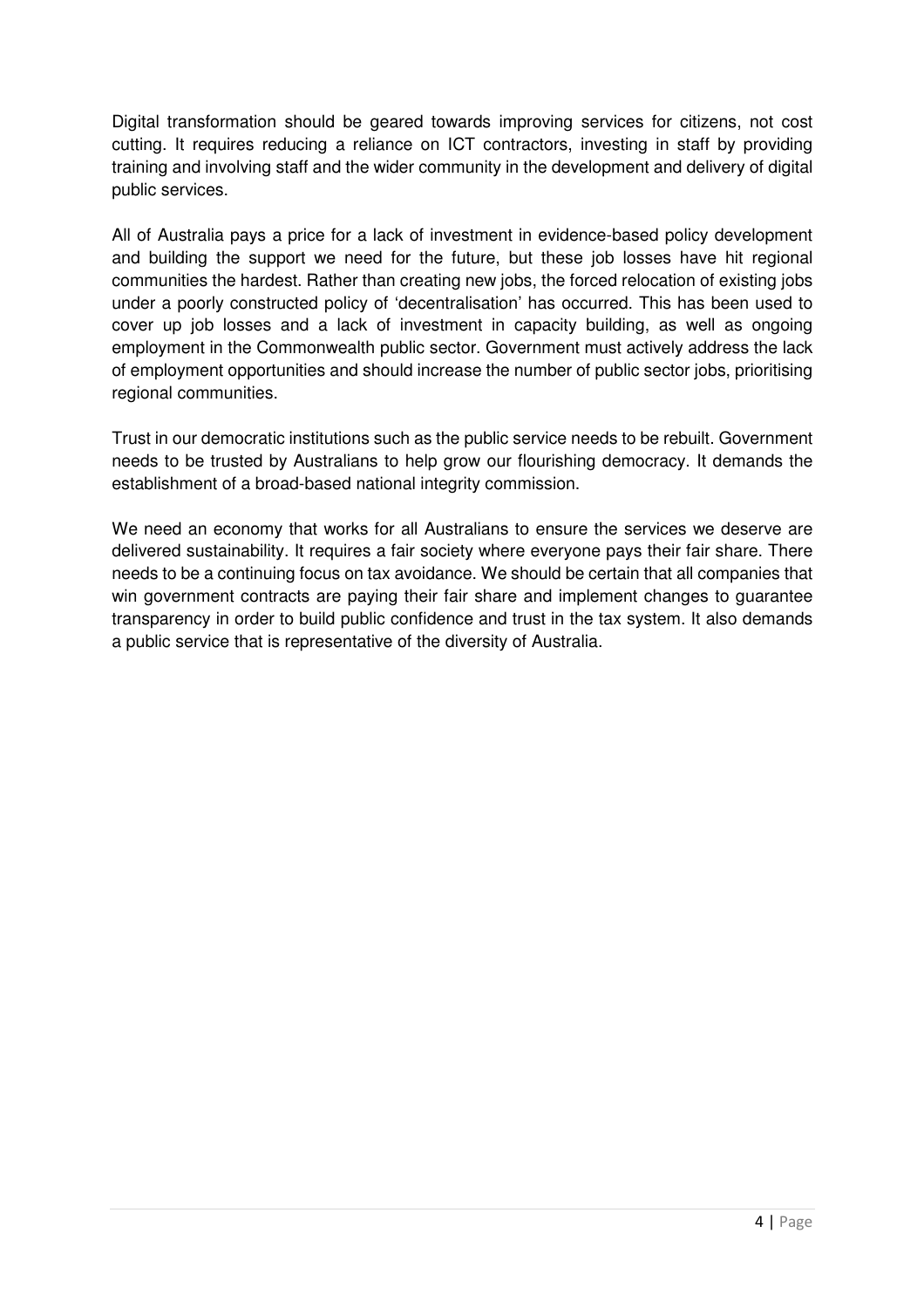Digital transformation should be geared towards improving services for citizens, not cost cutting. It requires reducing a reliance on ICT contractors, investing in staff by providing training and involving staff and the wider community in the development and delivery of digital public services.

All of Australia pays a price for a lack of investment in evidence-based policy development and building the support we need for the future, but these job losses have hit regional communities the hardest. Rather than creating new jobs, the forced relocation of existing jobs under a poorly constructed policy of 'decentralisation' has occurred. This has been used to cover up job losses and a lack of investment in capacity building, as well as ongoing employment in the Commonwealth public sector. Government must actively address the lack of employment opportunities and should increase the number of public sector jobs, prioritising regional communities.

Trust in our democratic institutions such as the public service needs to be rebuilt. Government needs to be trusted by Australians to help grow our flourishing democracy. It demands the establishment of a broad-based national integrity commission.

We need an economy that works for all Australians to ensure the services we deserve are delivered sustainability. It requires a fair society where everyone pays their fair share. There needs to be a continuing focus on tax avoidance. We should be certain that all companies that win government contracts are paying their fair share and implement changes to guarantee transparency in order to build public confidence and trust in the tax system. It also demands a public service that is representative of the diversity of Australia.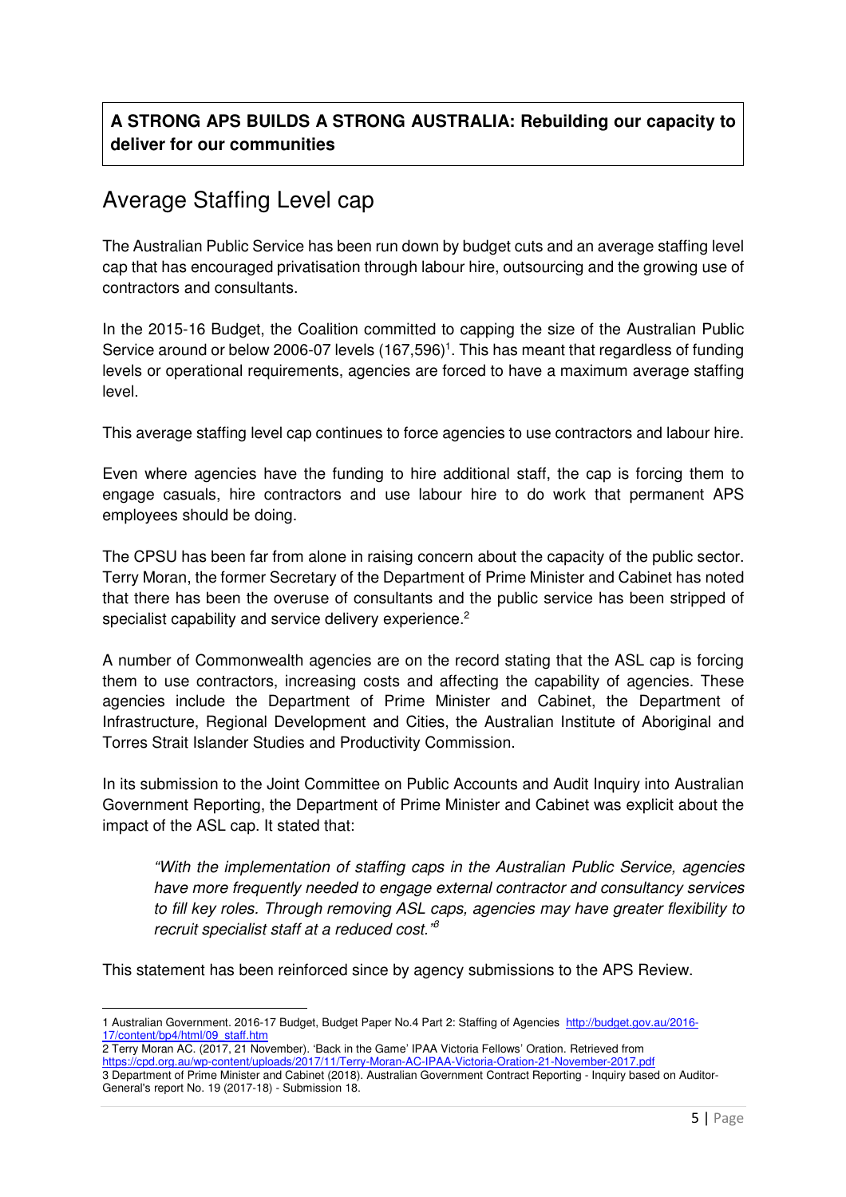**A STRONG APS BUILDS A STRONG AUSTRALIA: Rebuilding our capacity to deliver for our communities**

## Average Staffing Level cap

The Australian Public Service has been run down by budget cuts and an average staffing level cap that has encouraged privatisation through labour hire, outsourcing and the growing use of contractors and consultants.

In the 2015-16 Budget, the Coalition committed to capping the size of the Australian Public Service around or below 2006-07 levels (167,596)[1]. This has meant that regardless of funding levels or operational requirements, agencies are forced to have a maximum average staffing level.

This average staffing level cap continues to force agencies to use contractors and labour hire.

Even where agencies have the funding to hire additional staff, the cap is forcing them to engage casuals, hire contractors and use labour hire to do work that permanent APS employees should be doing.

The CPSU has been far from alone in raising concern about the capacity of the public sector. Terry Moran, the former Secretary of the Department of Prime Minister and Cabinet has noted that there has been the overuse of consultants and the public service has been stripped of specialist capability and service delivery experience.[2]

A number of Commonwealth agencies are on the record stating that the ASL cap is forcing them to use contractors, increasing costs and affecting the capability of agencies. These agencies include the Department of Prime Minister and Cabinet, the Department of Infrastructure, Regional Development and Cities, the Australian Institute of Aboriginal and Torres Strait Islander Studies and Productivity Commission.

In its submission to the Joint Committee on Public Accounts and Audit Inquiry into Australian Government Reporting, the Department of Prime Minister and Cabinet was explicit about the impact of the ASL cap. It stated that:

> *"With the implementation of staffing caps in the Australian Public Service, agencies have more frequently needed to engage external contractor and consultancy services to fill key roles. Through removing ASL caps, agencies may have greater flexibility to recruit specialist staff at a reduced cost."*[3]

This statement has been reinforced since by agency submissions to the APS Review.

---

1 Australian Government. 2016-17 Budget, Budget Paper No.4 Part 2: Staffing of Agencies http://budget.gov.au/2016-17/content/bp4/html/09_staff.htm

2 Terry Moran AC. (2017, 21 November). 'Back in the Game' IPAA Victoria Fellows' Oration. Retrieved from https://cpd.org.au/wp-content/uploads/2017/11/Terry-Moran-AC-IPAA-Victoria-Oration-21-November-2017.pdf

3 Department of Prime Minister and Cabinet (2018). Australian Government Contract Reporting - Inquiry based on Auditor-General's report No. 19 (2017-18) - Submission 18.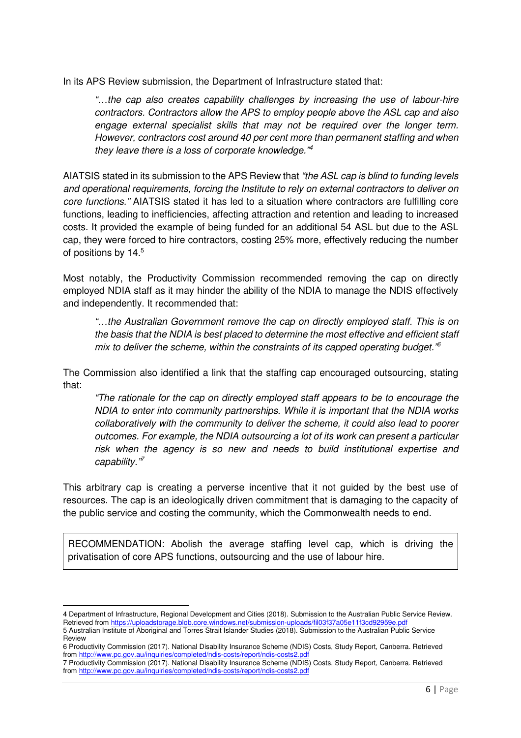In its APS Review submission, the Department of Infrastructure stated that:

> *"…the cap also creates capability challenges by increasing the use of labour-hire contractors. Contractors allow the APS to employ people above the ASL cap and also engage external specialist skills that may not be required over the longer term. However, contractors cost around 40 per cent more than permanent staffing and when they leave there is a loss of corporate knowledge."*[4]

AIATSIS stated in its submission to the APS Review that *"the ASL cap is blind to funding levels and operational requirements, forcing the Institute to rely on external contractors to deliver on core functions."* AIATSIS stated it has led to a situation where contractors are fulfilling core functions, leading to inefficiencies, affecting attraction and retention and leading to increased costs. It provided the example of being funded for an additional 54 ASL but due to the ASL cap, they were forced to hire contractors, costing 25% more, effectively reducing the number of positions by 14.[5]

Most notably, the Productivity Commission recommended removing the cap on directly employed NDIA staff as it may hinder the ability of the NDIA to manage the NDIS effectively and independently. It recommended that:

> *"…the Australian Government remove the cap on directly employed staff. This is on the basis that the NDIA is best placed to determine the most effective and efficient staff mix to deliver the scheme, within the constraints of its capped operating budget."*[6]

The Commission also identified a link that the staffing cap encouraged outsourcing, stating that:

> *"The rationale for the cap on directly employed staff appears to be to encourage the NDIA to enter into community partnerships. While it is important that the NDIA works collaboratively with the community to deliver the scheme, it could also lead to poorer outcomes. For example, the NDIA outsourcing a lot of its work can present a particular risk when the agency is so new and needs to build institutional expertise and capability."*[7]

This arbitrary cap is creating a perverse incentive that it not guided by the best use of resources. The cap is an ideologically driven commitment that is damaging to the capacity of the public service and costing the community, which the Commonwealth needs to end.

| RECOMMENDATION: Abolish the average staffing level cap, which is driving the privatisation of core APS functions, outsourcing and the use of labour hire. |
| --- |

---

4 Department of Infrastructure, Regional Development and Cities (2018). Submission to the Australian Public Service Review. Retrieved from https://uploadstorage.blob.core.windows.net/submission-uploads/fil03f37a05e11f3cd92959e.pdf

5 Australian Institute of Aboriginal and Torres Strait Islander Studies (2018). Submission to the Australian Public Service Review

6 Productivity Commission (2017). National Disability Insurance Scheme (NDIS) Costs, Study Report, Canberra. Retrieved from http://www.pc.gov.au/inquiries/completed/ndis-costs/report/ndis-costs2.pdf

7 Productivity Commission (2017). National Disability Insurance Scheme (NDIS) Costs, Study Report, Canberra. Retrieved from http://www.pc.gov.au/inquiries/completed/ndis-costs/report/ndis-costs2.pdf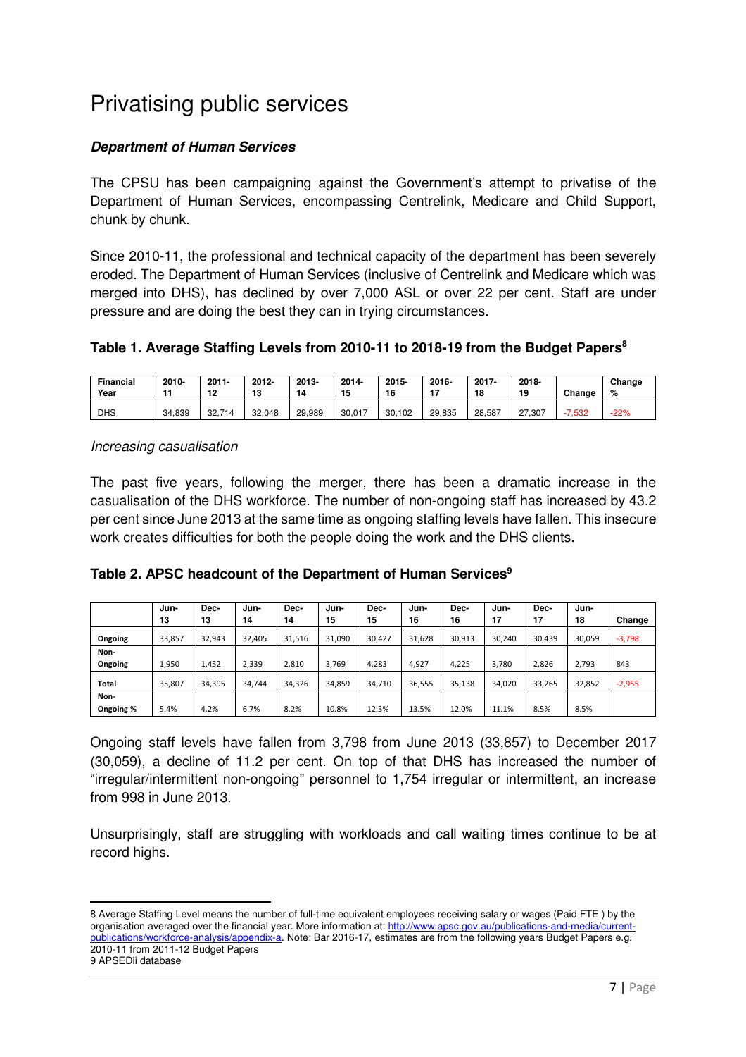# Privatising public services

### *Department of Human Services*

The CPSU has been campaigning against the Government's attempt to privatise of the Department of Human Services, encompassing Centrelink, Medicare and Child Support, chunk by chunk.

Since 2010-11, the professional and technical capacity of the department has been severely eroded. The Department of Human Services (inclusive of Centrelink and Medicare which was merged into DHS), has declined by over 7,000 ASL or over 22 per cent. Staff are under pressure and are doing the best they can in trying circumstances.

**Table 1. Average Staffing Levels from 2010-11 to 2018-19 from the Budget Papers[8]**

| Financial Year | 2010-11 | 2011-12 | 2012-13 | 2013-14 | 2014-15 | 2015-16 | 2016-17 | 2017-18 | 2018-19 | Change | Change % |
|---|---|---|---|---|---|---|---|---|---|---|---|
| DHS | 34,839 | 32,714 | 32,048 | 29,989 | 30,017 | 30,102 | 29,835 | 28,587 | 27,307 | -7,532 | -22% |

*Increasing casualisation*

The past five years, following the merger, there has been a dramatic increase in the casualisation of the DHS workforce. The number of non-ongoing staff has increased by 43.2 per cent since June 2013 at the same time as ongoing staffing levels have fallen. This insecure work creates difficulties for both the people doing the work and the DHS clients.

**Table 2. APSC headcount of the Department of Human Services[9]**

| | Jun-13 | Dec-13 | Jun-14 | Dec-14 | Jun-15 | Dec-15 | Jun-16 | Dec-16 | Jun-17 | Dec-17 | Jun-18 | Change |
|---|---|---|---|---|---|---|---|---|---|---|---|---|
| **Ongoing** | 33,857 | 32,943 | 32,405 | 31,516 | 31,090 | 30,427 | 31,628 | 30,913 | 30,240 | 30,439 | 30,059 | -3,798 |
| **Non-Ongoing** | 1,950 | 1,452 | 2,339 | 2,810 | 3,769 | 4,283 | 4,927 | 4,225 | 3,780 | 2,826 | 2,793 | 843 |
| **Total** | 35,807 | 34,395 | 34,744 | 34,326 | 34,859 | 34,710 | 36,555 | 35,138 | 34,020 | 33,265 | 32,852 | -2,955 |
| **Non-Ongoing %** | 5.4% | 4.2% | 6.7% | 8.2% | 10.8% | 12.3% | 13.5% | 12.0% | 11.1% | 8.5% | 8.5% | |

Ongoing staff levels have fallen from 3,798 from June 2013 (33,857) to December 2017 (30,059), a decline of 11.2 per cent. On top of that DHS has increased the number of "irregular/intermittent non-ongoing" personnel to 1,754 irregular or intermittent, an increase from 998 in June 2013.

Unsurprisingly, staff are struggling with workloads and call waiting times continue to be at record highs.

8 Average Staffing Level means the number of full-time equivalent employees receiving salary or wages (Paid FTE ) by the organisation averaged over the financial year. More information at: http://www.apsc.gov.au/publications-and-media/current-publications/workforce-analysis/appendix-a. Note: Bar 2016-17, estimates are from the following years Budget Papers e.g. 2010-11 from 2011-12 Budget Papers

9 APSEDii database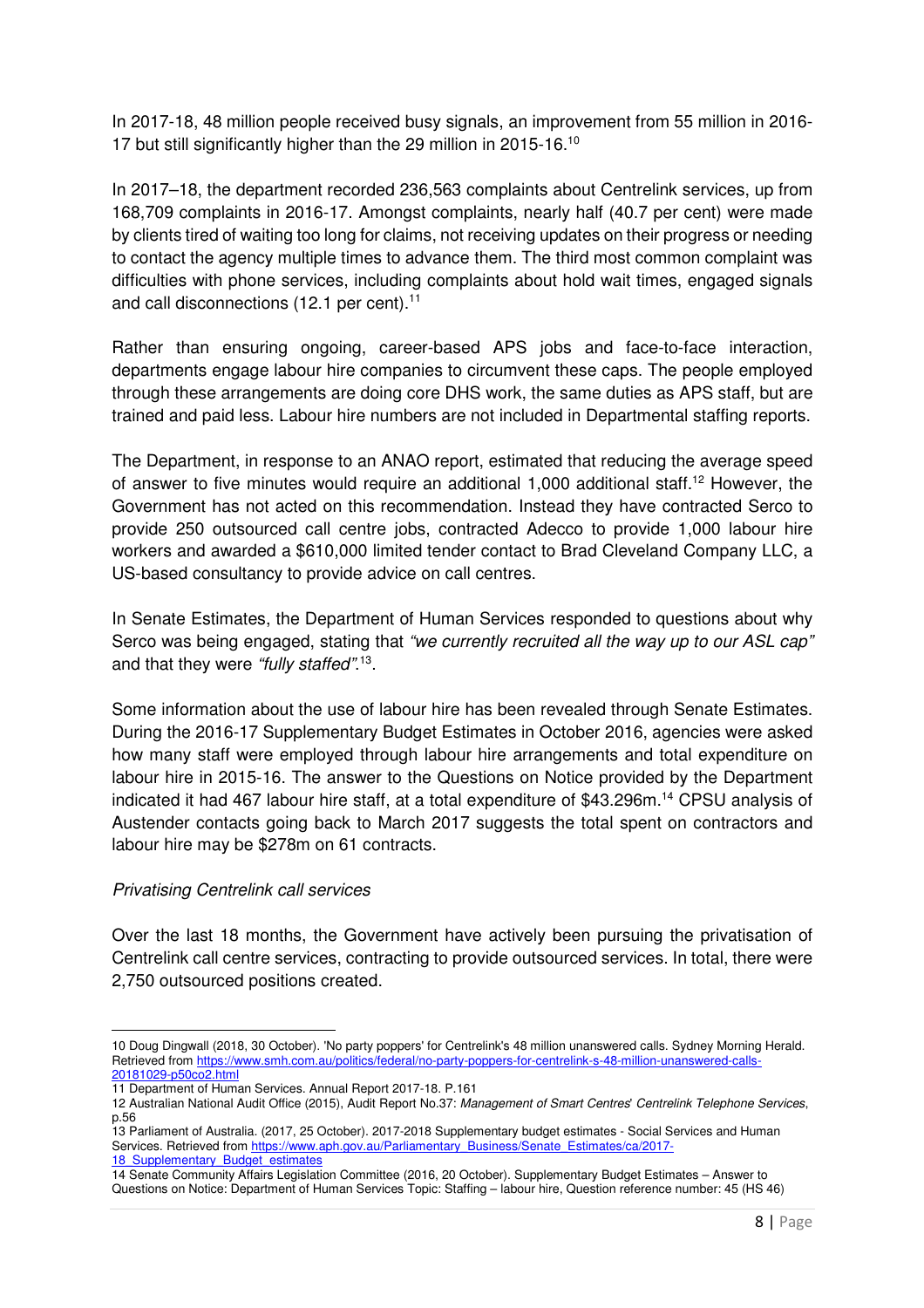In 2017-18, 48 million people received busy signals, an improvement from 55 million in 2016-17 but still significantly higher than the 29 million in 2015-16.[10]

In 2017–18, the department recorded 236,563 complaints about Centrelink services, up from 168,709 complaints in 2016-17. Amongst complaints, nearly half (40.7 per cent) were made by clients tired of waiting too long for claims, not receiving updates on their progress or needing to contact the agency multiple times to advance them. The third most common complaint was difficulties with phone services, including complaints about hold wait times, engaged signals and call disconnections (12.1 per cent).[11]

Rather than ensuring ongoing, career-based APS jobs and face-to-face interaction, departments engage labour hire companies to circumvent these caps. The people employed through these arrangements are doing core DHS work, the same duties as APS staff, but are trained and paid less. Labour hire numbers are not included in Departmental staffing reports.

The Department, in response to an ANAO report, estimated that reducing the average speed of answer to five minutes would require an additional 1,000 additional staff.[12] However, the Government has not acted on this recommendation. Instead they have contracted Serco to provide 250 outsourced call centre jobs, contracted Adecco to provide 1,000 labour hire workers and awarded a $610,000 limited tender contact to Brad Cleveland Company LLC, a US-based consultancy to provide advice on call centres.

In Senate Estimates, the Department of Human Services responded to questions about why Serco was being engaged, stating that *"we currently recruited all the way up to our ASL cap"* and that they were *"fully staffed"*.[13].

Some information about the use of labour hire has been revealed through Senate Estimates. During the 2016-17 Supplementary Budget Estimates in October 2016, agencies were asked how many staff were employed through labour hire arrangements and total expenditure on labour hire in 2015-16. The answer to the Questions on Notice provided by the Department indicated it had 467 labour hire staff, at a total expenditure of $43.296m.[14] CPSU analysis of Austender contacts going back to March 2017 suggests the total spent on contractors and labour hire may be $278m on 61 contracts.

*Privatising Centrelink call services*

Over the last 18 months, the Government have actively been pursuing the privatisation of Centrelink call centre services, contracting to provide outsourced services. In total, there were 2,750 outsourced positions created.

---

10 Doug Dingwall (2018, 30 October). 'No party poppers' for Centrelink's 48 million unanswered calls. Sydney Morning Herald. Retrieved from https://www.smh.com.au/politics/federal/no-party-poppers-for-centrelink-s-48-million-unanswered-calls-20181029-p50co2.html

11 Department of Human Services. Annual Report 2017-18. P.161

12 Australian National Audit Office (2015), Audit Report No.37: *Management of Smart Centres' Centrelink Telephone Services*, p.56

13 Parliament of Australia. (2017, 25 October). 2017-2018 Supplementary budget estimates - Social Services and Human Services. Retrieved from https://www.aph.gov.au/Parliamentary_Business/Senate_Estimates/ca/2017-18_Supplementary_Budget_estimates

14 Senate Community Affairs Legislation Committee (2016, 20 October). Supplementary Budget Estimates – Answer to Questions on Notice: Department of Human Services Topic: Staffing – labour hire, Question reference number: 45 (HS 46)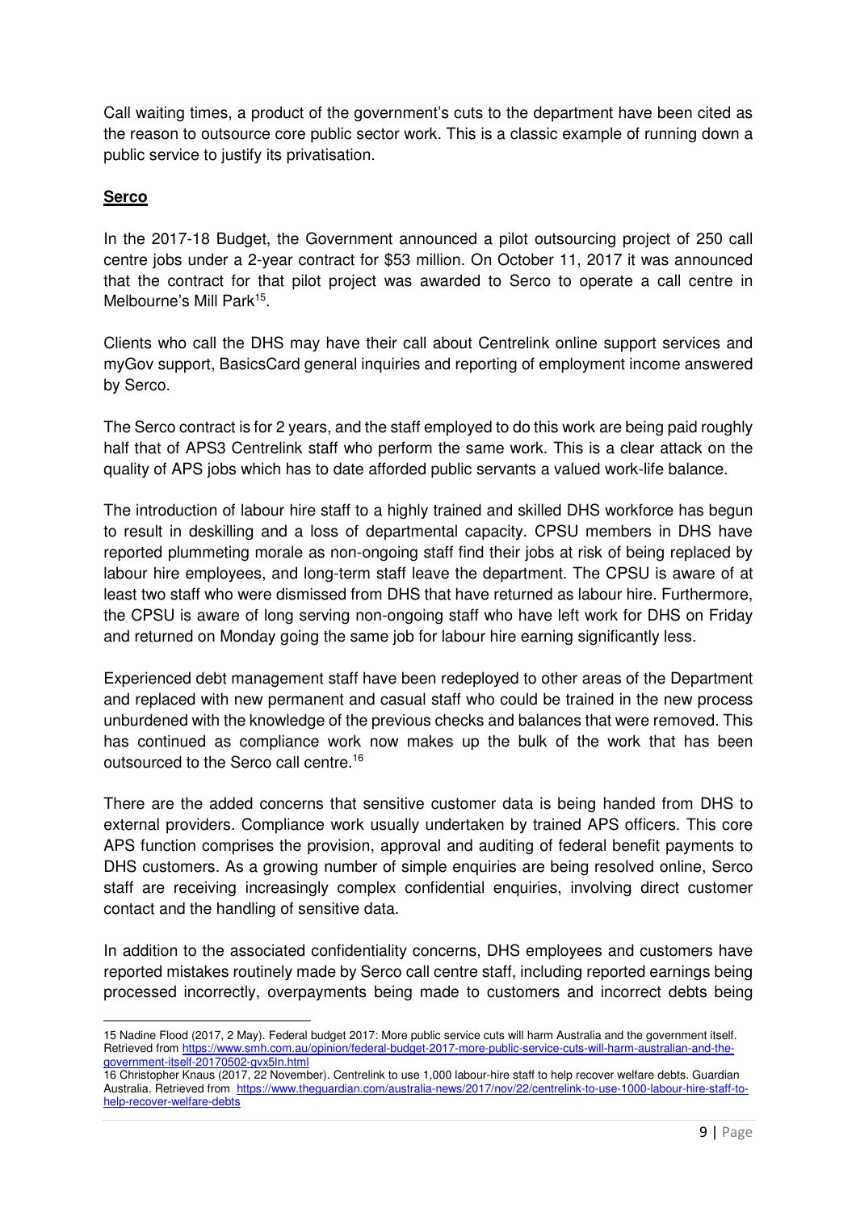Call waiting times, a product of the government's cuts to the department have been cited as the reason to outsource core public sector work. This is a classic example of running down a public service to justify its privatisation.

**Serco**

In the 2017-18 Budget, the Government announced a pilot outsourcing project of 250 call centre jobs under a 2-year contract for $53 million. On October 11, 2017 it was announced that the contract for that pilot project was awarded to Serco to operate a call centre in Melbourne's Mill Park[15].

Clients who call the DHS may have their call about Centrelink online support services and myGov support, BasicsCard general inquiries and reporting of employment income answered by Serco.

The Serco contract is for 2 years, and the staff employed to do this work are being paid roughly half that of APS3 Centrelink staff who perform the same work. This is a clear attack on the quality of APS jobs which has to date afforded public servants a valued work-life balance.

The introduction of labour hire staff to a highly trained and skilled DHS workforce has begun to result in deskilling and a loss of departmental capacity. CPSU members in DHS have reported plummeting morale as non-ongoing staff find their jobs at risk of being replaced by labour hire employees, and long-term staff leave the department. The CPSU is aware of at least two staff who were dismissed from DHS that have returned as labour hire. Furthermore, the CPSU is aware of long serving non-ongoing staff who have left work for DHS on Friday and returned on Monday going the same job for labour hire earning significantly less.

Experienced debt management staff have been redeployed to other areas of the Department and replaced with new permanent and casual staff who could be trained in the new process unburdened with the knowledge of the previous checks and balances that were removed. This has continued as compliance work now makes up the bulk of the work that has been outsourced to the Serco call centre.[16]

There are the added concerns that sensitive customer data is being handed from DHS to external providers. Compliance work usually undertaken by trained APS officers. This core APS function comprises the provision, approval and auditing of federal benefit payments to DHS customers. As a growing number of simple enquiries are being resolved online, Serco staff are receiving increasingly complex confidential enquiries, involving direct customer contact and the handling of sensitive data.

In addition to the associated confidentiality concerns, DHS employees and customers have reported mistakes routinely made by Serco call centre staff, including reported earnings being processed incorrectly, overpayments being made to customers and incorrect debts being

---

15 Nadine Flood (2017, 2 May). Federal budget 2017: More public service cuts will harm Australia and the government itself. Retrieved from https://www.smh.com.au/opinion/federal-budget-2017-more-public-service-cuts-will-harm-australian-and-the-government-itself-20170502-gvx5ln.html

16 Christopher Knaus (2017, 22 November). Centrelink to use 1,000 labour-hire staff to help recover welfare debts. Guardian Australia. Retrieved from https://www.theguardian.com/australia-news/2017/nov/22/centrelink-to-use-1000-labour-hire-staff-to-help-recover-welfare-debts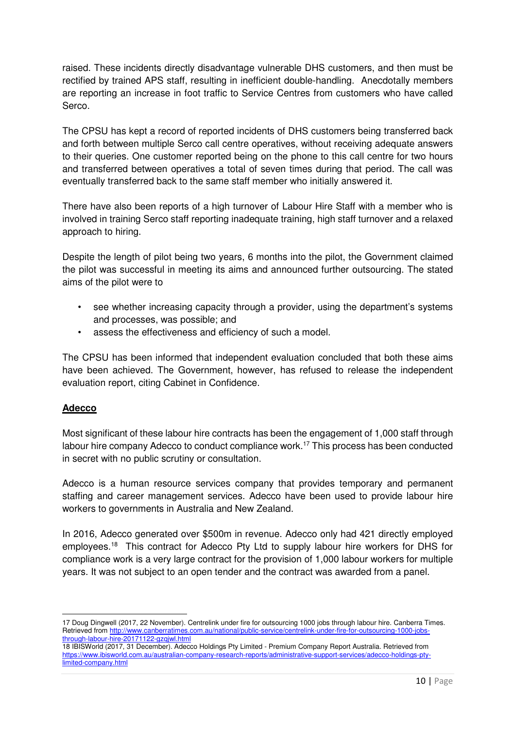raised. These incidents directly disadvantage vulnerable DHS customers, and then must be rectified by trained APS staff, resulting in inefficient double-handling. Anecdotally members are reporting an increase in foot traffic to Service Centres from customers who have called Serco.

The CPSU has kept a record of reported incidents of DHS customers being transferred back and forth between multiple Serco call centre operatives, without receiving adequate answers to their queries. One customer reported being on the phone to this call centre for two hours and transferred between operatives a total of seven times during that period. The call was eventually transferred back to the same staff member who initially answered it.

There have also been reports of a high turnover of Labour Hire Staff with a member who is involved in training Serco staff reporting inadequate training, high staff turnover and a relaxed approach to hiring.

Despite the length of pilot being two years, 6 months into the pilot, the Government claimed the pilot was successful in meeting its aims and announced further outsourcing. The stated aims of the pilot were to

- see whether increasing capacity through a provider, using the department's systems and processes, was possible; and
- assess the effectiveness and efficiency of such a model.

The CPSU has been informed that independent evaluation concluded that both these aims have been achieved. The Government, however, has refused to release the independent evaluation report, citing Cabinet in Confidence.

**Adecco**

Most significant of these labour hire contracts has been the engagement of 1,000 staff through labour hire company Adecco to conduct compliance work.[17] This process has been conducted in secret with no public scrutiny or consultation.

Adecco is a human resource services company that provides temporary and permanent staffing and career management services. Adecco have been used to provide labour hire workers to governments in Australia and New Zealand.

In 2016, Adecco generated over $500m in revenue. Adecco only had 421 directly employed employees.[18] This contract for Adecco Pty Ltd to supply labour hire workers for DHS for compliance work is a very large contract for the provision of 1,000 labour workers for multiple years. It was not subject to an open tender and the contract was awarded from a panel.

---

17 Doug Dingwell (2017, 22 November). Centrelink under fire for outsourcing 1000 jobs through labour hire. Canberra Times. Retrieved from http://www.canberratimes.com.au/national/public-service/centrelink-under-fire-for-outsourcing-1000-jobs-through-labour-hire-20171122-gzqjwl.html

18 IBISWorld (2017, 31 December). Adecco Holdings Pty Limited - Premium Company Report Australia. Retrieved from https://www.ibisworld.com.au/australian-company-research-reports/administrative-support-services/adecco-holdings-pty-limited-company.html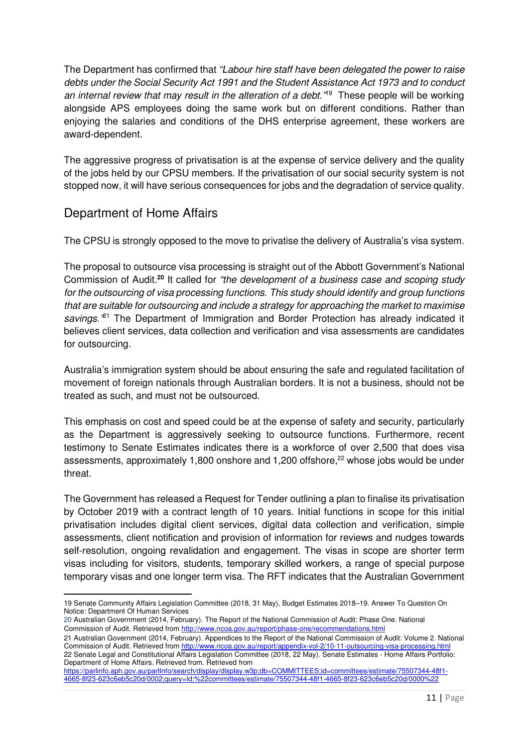The Department has confirmed that *"Labour hire staff have been delegated the power to raise debts under the Social Security Act 1991 and the Student Assistance Act 1973 and to conduct an internal review that may result in the alteration of a debt."*[19] These people will be working alongside APS employees doing the same work but on different conditions. Rather than enjoying the salaries and conditions of the DHS enterprise agreement, these workers are award-dependent.

The aggressive progress of privatisation is at the expense of service delivery and the quality of the jobs held by our CPSU members. If the privatisation of our social security system is not stopped now, it will have serious consequences for jobs and the degradation of service quality.

## Department of Home Affairs

The CPSU is strongly opposed to the move to privatise the delivery of Australia's visa system.

The proposal to outsource visa processing is straight out of the Abbott Government's National Commission of Audit.[20] It called for *"the development of a business case and scoping study for the outsourcing of visa processing functions. This study should identify and group functions that are suitable for outsourcing and include a strategy for approaching the market to maximise savings."*[21] The Department of Immigration and Border Protection has already indicated it believes client services, data collection and verification and visa assessments are candidates for outsourcing.

Australia's immigration system should be about ensuring the safe and regulated facilitation of movement of foreign nationals through Australian borders. It is not a business, should not be treated as such, and must not be outsourced.

This emphasis on cost and speed could be at the expense of safety and security, particularly as the Department is aggressively seeking to outsource functions. Furthermore, recent testimony to Senate Estimates indicates there is a workforce of over 2,500 that does visa assessments, approximately 1,800 onshore and 1,200 offshore,[22] whose jobs would be under threat.

The Government has released a Request for Tender outlining a plan to finalise its privatisation by October 2019 with a contract length of 10 years. Initial functions in scope for this initial privatisation includes digital client services, digital data collection and verification, simple assessments, client notification and provision of information for reviews and nudges towards self-resolution, ongoing revalidation and engagement. The visas in scope are shorter term visas including for visitors, students, temporary skilled workers, a range of special purpose temporary visas and one longer term visa. The RFT indicates that the Australian Government

---

19 Senate Community Affairs Legislation Committee (2018, 31 May), Budget Estimates 2018–19. Answer To Question On Notice: Department Of Human Services

20 Australian Government (2014, February). The Report of the National Commission of Audit: Phase One. National Commission of Audit. Retrieved from http://www.ncoa.gov.au/report/phase-one/recommendations.html

21 Australian Government (2014, February). Appendices to the Report of the National Commission of Audit: Volume 2. National Commission of Audit. Retrieved from http://www.ncoa.gov.au/report/appendix-vol-2/10-11-outsourcing-visa-processing.html

22 Senate Legal and Constitutional Affairs Legislation Committee (2018, 22 May). Senate Estimates - Home Affairs Portfolio: Department of Home Affairs. Retrieved from. Retrieved from https://parlinfo.aph.gov.au/parlInfo/search/display/display.w3p;db=COMMITTEES;id=committees/estimate/75507344-48f1-4665-8f23-623c6eb5c20d/0002;query=Id:%22committees/estimate/75507344-48f1-4665-8f23-623c6eb5c20d/0000%22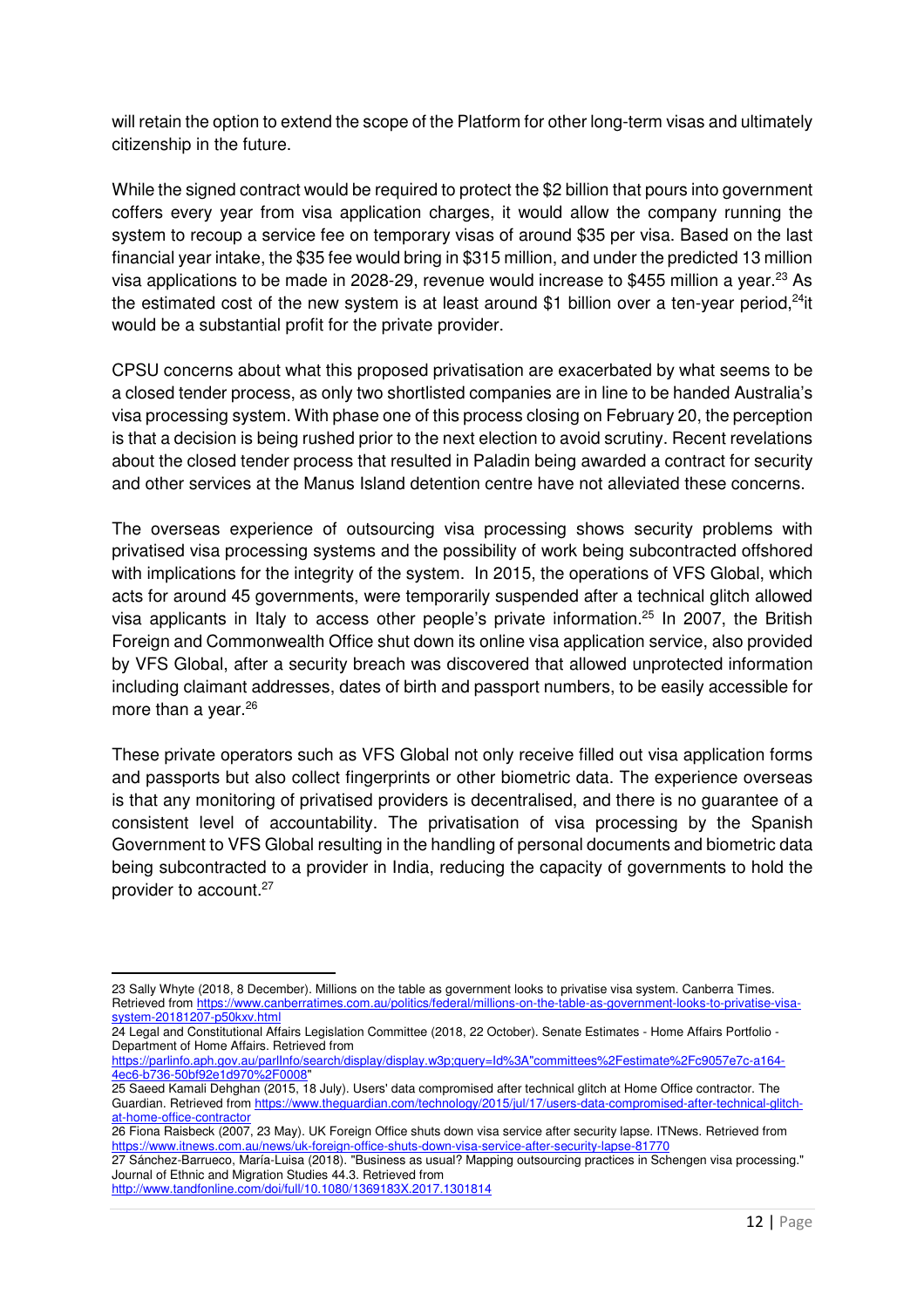will retain the option to extend the scope of the Platform for other long-term visas and ultimately citizenship in the future.

While the signed contract would be required to protect the $2 billion that pours into government coffers every year from visa application charges, it would allow the company running the system to recoup a service fee on temporary visas of around $35 per visa. Based on the last financial year intake, the $35 fee would bring in $315 million, and under the predicted 13 million visa applications to be made in 2028-29, revenue would increase to $455 million a year.[23] As the estimated cost of the new system is at least around $1 billion over a ten-year period,[24] it would be a substantial profit for the private provider.

CPSU concerns about what this proposed privatisation are exacerbated by what seems to be a closed tender process, as only two shortlisted companies are in line to be handed Australia's visa processing system. With phase one of this process closing on February 20, the perception is that a decision is being rushed prior to the next election to avoid scrutiny. Recent revelations about the closed tender process that resulted in Paladin being awarded a contract for security and other services at the Manus Island detention centre have not alleviated these concerns.

The overseas experience of outsourcing visa processing shows security problems with privatised visa processing systems and the possibility of work being subcontracted offshored with implications for the integrity of the system. In 2015, the operations of VFS Global, which acts for around 45 governments, were temporarily suspended after a technical glitch allowed visa applicants in Italy to access other people's private information.[25] In 2007, the British Foreign and Commonwealth Office shut down its online visa application service, also provided by VFS Global, after a security breach was discovered that allowed unprotected information including claimant addresses, dates of birth and passport numbers, to be easily accessible for more than a year.[26]

These private operators such as VFS Global not only receive filled out visa application forms and passports but also collect fingerprints or other biometric data. The experience overseas is that any monitoring of privatised providers is decentralised, and there is no guarantee of a consistent level of accountability. The privatisation of visa processing by the Spanish Government to VFS Global resulting in the handling of personal documents and biometric data being subcontracted to a provider in India, reducing the capacity of governments to hold the provider to account.[27]

---

23 Sally Whyte (2018, 8 December). Millions on the table as government looks to privatise visa system. Canberra Times. Retrieved from https://www.canberratimes.com.au/politics/federal/millions-on-the-table-as-government-looks-to-privatise-visa-system-20181207-p50kxv.html

24 Legal and Constitutional Affairs Legislation Committee (2018, 22 October). Senate Estimates - Home Affairs Portfolio - Department of Home Affairs. Retrieved from https://parlinfo.aph.gov.au/parlInfo/search/display/display.w3p;query=Id%3A"committees%2Festimate%2Fc9057e7c-a164-4ec6-b736-50bf92e1d970%2F0008"

25 Saeed Kamali Dehghan (2015, 18 July). Users' data compromised after technical glitch at Home Office contractor. The Guardian. Retrieved from https://www.theguardian.com/technology/2015/jul/17/users-data-compromised-after-technical-glitch-at-home-office-contractor

26 Fiona Raisbeck (2007, 23 May). UK Foreign Office shuts down visa service after security lapse. ITNews. Retrieved from https://www.itnews.com.au/news/uk-foreign-office-shuts-down-visa-service-after-security-lapse-81770

27 Sánchez-Barrueco, María-Luisa (2018). "Business as usual? Mapping outsourcing practices in Schengen visa processing." Journal of Ethnic and Migration Studies 44.3. Retrieved from http://www.tandfonline.com/doi/full/10.1080/1369183X.2017.1301814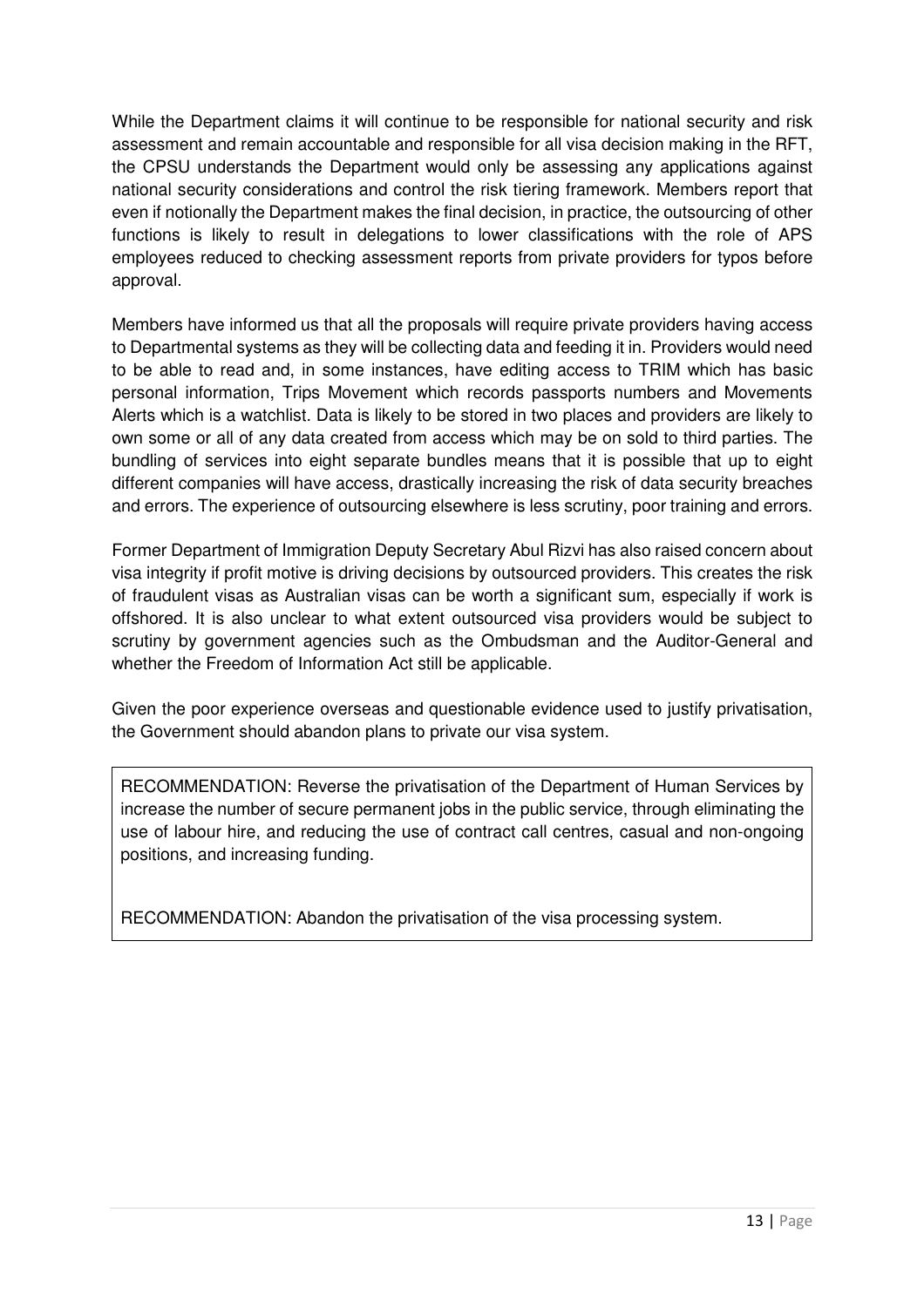While the Department claims it will continue to be responsible for national security and risk assessment and remain accountable and responsible for all visa decision making in the RFT, the CPSU understands the Department would only be assessing any applications against national security considerations and control the risk tiering framework. Members report that even if notionally the Department makes the final decision, in practice, the outsourcing of other functions is likely to result in delegations to lower classifications with the role of APS employees reduced to checking assessment reports from private providers for typos before approval.

Members have informed us that all the proposals will require private providers having access to Departmental systems as they will be collecting data and feeding it in. Providers would need to be able to read and, in some instances, have editing access to TRIM which has basic personal information, Trips Movement which records passports numbers and Movements Alerts which is a watchlist. Data is likely to be stored in two places and providers are likely to own some or all of any data created from access which may be on sold to third parties. The bundling of services into eight separate bundles means that it is possible that up to eight different companies will have access, drastically increasing the risk of data security breaches and errors. The experience of outsourcing elsewhere is less scrutiny, poor training and errors.

Former Department of Immigration Deputy Secretary Abul Rizvi has also raised concern about visa integrity if profit motive is driving decisions by outsourced providers. This creates the risk of fraudulent visas as Australian visas can be worth a significant sum, especially if work is offshored. It is also unclear to what extent outsourced visa providers would be subject to scrutiny by government agencies such as the Ombudsman and the Auditor-General and whether the Freedom of Information Act still be applicable.

Given the poor experience overseas and questionable evidence used to justify privatisation, the Government should abandon plans to private our visa system.

RECOMMENDATION: Reverse the privatisation of the Department of Human Services by increase the number of secure permanent jobs in the public service, through eliminating the use of labour hire, and reducing the use of contract call centres, casual and non-ongoing positions, and increasing funding.

RECOMMENDATION: Abandon the privatisation of the visa processing system.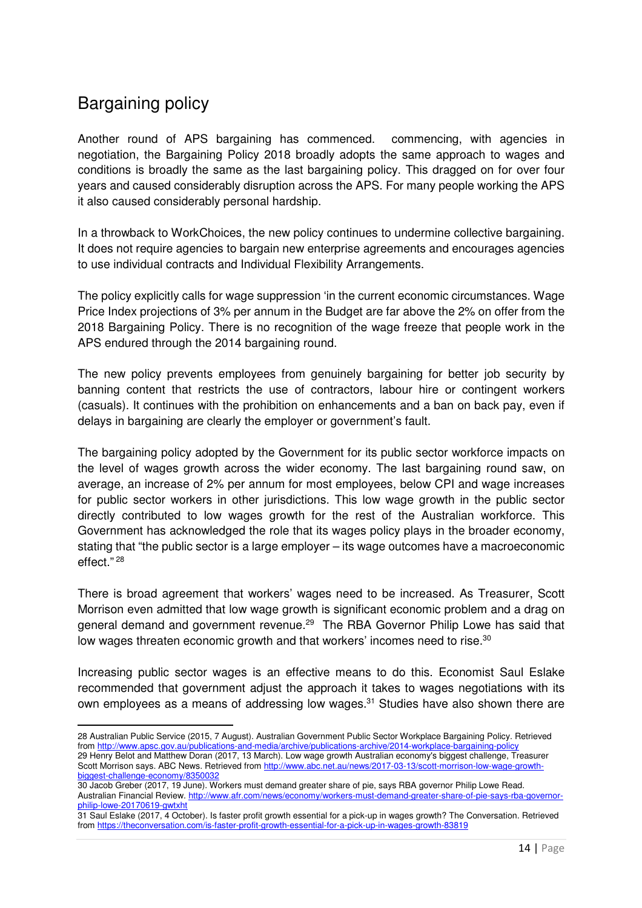## Bargaining policy

Another round of APS bargaining has commenced. commencing, with agencies in negotiation, the Bargaining Policy 2018 broadly adopts the same approach to wages and conditions is broadly the same as the last bargaining policy. This dragged on for over four years and caused considerably disruption across the APS. For many people working the APS it also caused considerably personal hardship.

In a throwback to WorkChoices, the new policy continues to undermine collective bargaining. It does not require agencies to bargain new enterprise agreements and encourages agencies to use individual contracts and Individual Flexibility Arrangements.

The policy explicitly calls for wage suppression 'in the current economic circumstances. Wage Price Index projections of 3% per annum in the Budget are far above the 2% on offer from the 2018 Bargaining Policy. There is no recognition of the wage freeze that people work in the APS endured through the 2014 bargaining round.

The new policy prevents employees from genuinely bargaining for better job security by banning content that restricts the use of contractors, labour hire or contingent workers (casuals). It continues with the prohibition on enhancements and a ban on back pay, even if delays in bargaining are clearly the employer or government's fault.

The bargaining policy adopted by the Government for its public sector workforce impacts on the level of wages growth across the wider economy. The last bargaining round saw, on average, an increase of 2% per annum for most employees, below CPI and wage increases for public sector workers in other jurisdictions. This low wage growth in the public sector directly contributed to low wages growth for the rest of the Australian workforce. This Government has acknowledged the role that its wages policy plays in the broader economy, stating that "the public sector is a large employer – its wage outcomes have a macroeconomic effect." [28]

There is broad agreement that workers' wages need to be increased. As Treasurer, Scott Morrison even admitted that low wage growth is significant economic problem and a drag on general demand and government revenue.[29] The RBA Governor Philip Lowe has said that low wages threaten economic growth and that workers' incomes need to rise.[30]

Increasing public sector wages is an effective means to do this. Economist Saul Eslake recommended that government adjust the approach it takes to wages negotiations with its own employees as a means of addressing low wages.[31] Studies have also shown there are

---

28 Australian Public Service (2015, 7 August). Australian Government Public Sector Workplace Bargaining Policy. Retrieved from http://www.apsc.gov.au/publications-and-media/archive/publications-archive/2014-workplace-bargaining-policy

29 Henry Belot and Matthew Doran (2017, 13 March). Low wage growth Australian economy's biggest challenge, Treasurer Scott Morrison says. ABC News. Retrieved from http://www.abc.net.au/news/2017-03-13/scott-morrison-low-wage-growth-biggest-challenge-economy/8350032

30 Jacob Greber (2017, 19 June). Workers must demand greater share of pie, says RBA governor Philip Lowe Read. Australian Financial Review. http://www.afr.com/news/economy/workers-must-demand-greater-share-of-pie-says-rba-governor-philip-lowe-20170619-gwtxht

31 Saul Eslake (2017, 4 October). Is faster profit growth essential for a pick-up in wages growth? The Conversation. Retrieved from https://theconversation.com/is-faster-profit-growth-essential-for-a-pick-up-in-wages-growth-83819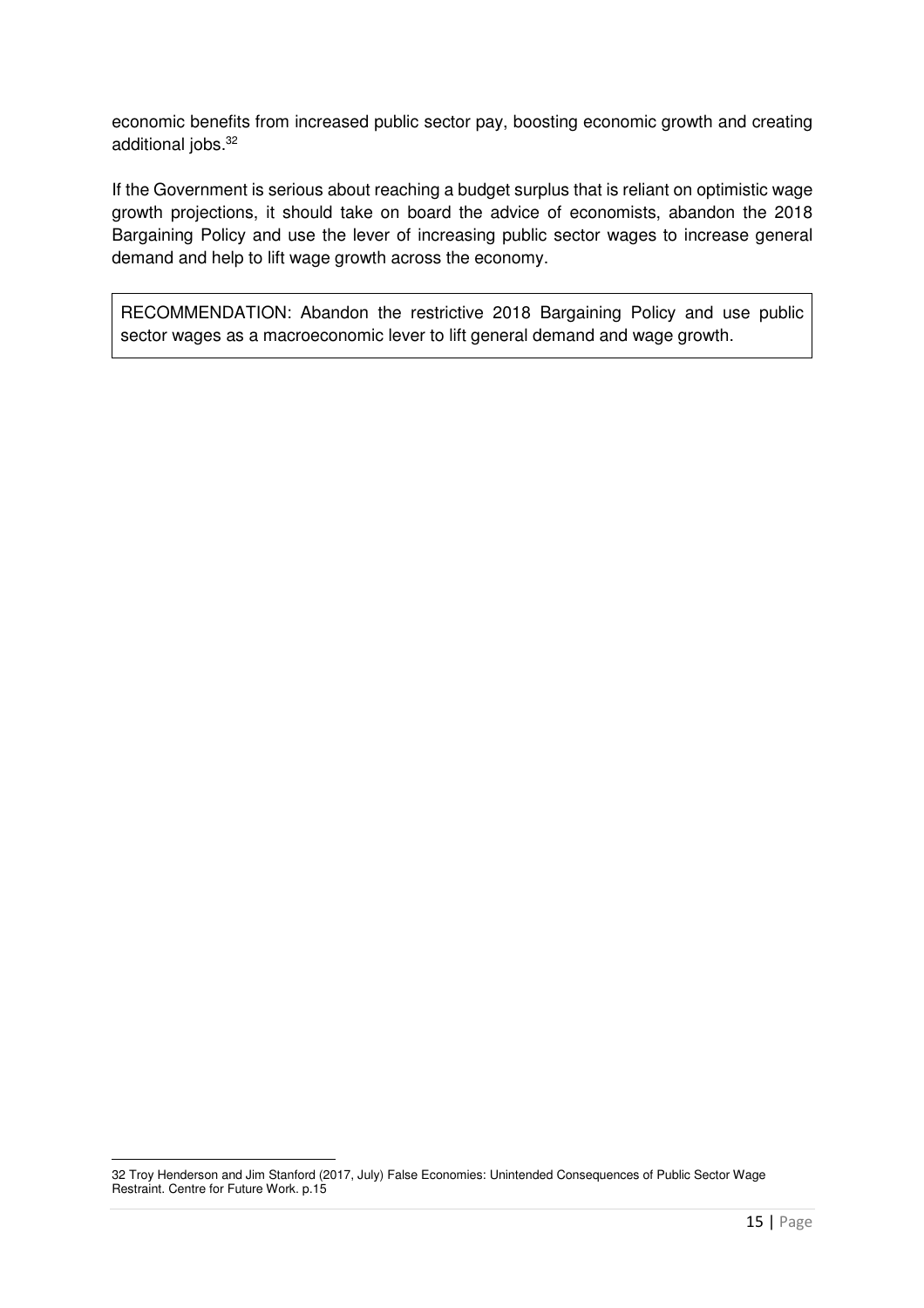economic benefits from increased public sector pay, boosting economic growth and creating additional jobs.[32]

If the Government is serious about reaching a budget surplus that is reliant on optimistic wage growth projections, it should take on board the advice of economists, abandon the 2018 Bargaining Policy and use the lever of increasing public sector wages to increase general demand and help to lift wage growth across the economy.

> RECOMMENDATION: Abandon the restrictive 2018 Bargaining Policy and use public sector wages as a macroeconomic lever to lift general demand and wage growth.

---

32 Troy Henderson and Jim Stanford (2017, July) False Economies: Unintended Consequences of Public Sector Wage Restraint. Centre for Future Work. p.15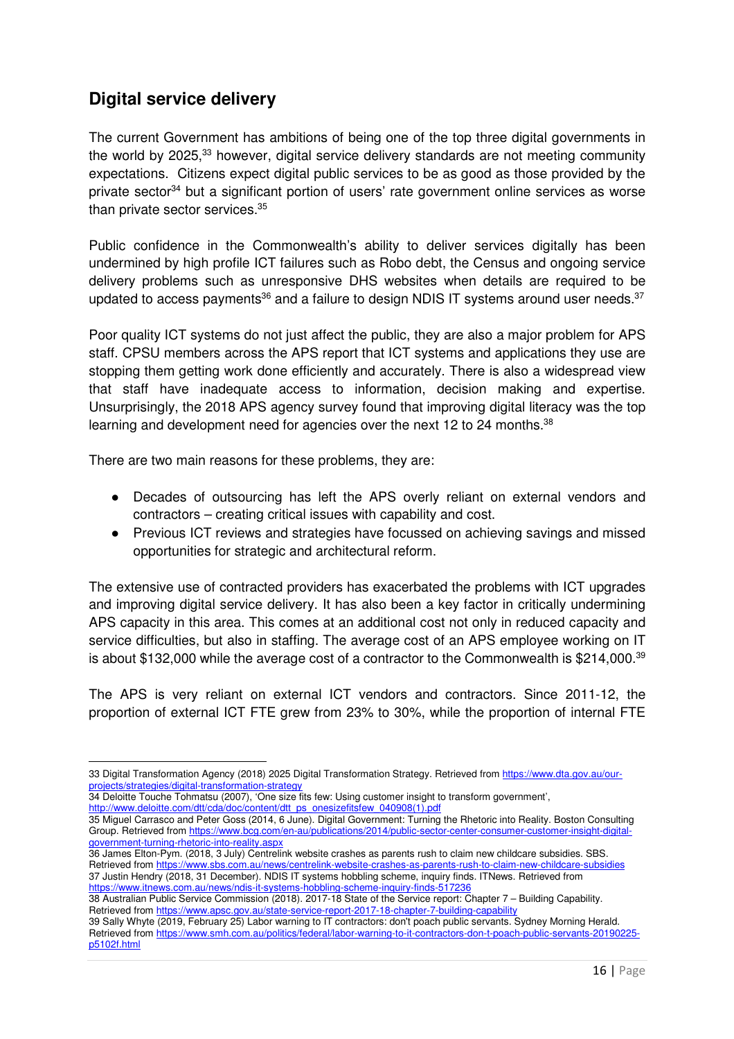## Digital service delivery

The current Government has ambitions of being one of the top three digital governments in the world by 2025,[33] however, digital service delivery standards are not meeting community expectations. Citizens expect digital public services to be as good as those provided by the private sector[34] but a significant portion of users' rate government online services as worse than private sector services.[35]

Public confidence in the Commonwealth's ability to deliver services digitally has been undermined by high profile ICT failures such as Robo debt, the Census and ongoing service delivery problems such as unresponsive DHS websites when details are required to be updated to access payments[36] and a failure to design NDIS IT systems around user needs.[37]

Poor quality ICT systems do not just affect the public, they are also a major problem for APS staff. CPSU members across the APS report that ICT systems and applications they use are stopping them getting work done efficiently and accurately. There is also a widespread view that staff have inadequate access to information, decision making and expertise. Unsurprisingly, the 2018 APS agency survey found that improving digital literacy was the top learning and development need for agencies over the next 12 to 24 months.[38]

There are two main reasons for these problems, they are:

- Decades of outsourcing has left the APS overly reliant on external vendors and contractors – creating critical issues with capability and cost.
- Previous ICT reviews and strategies have focussed on achieving savings and missed opportunities for strategic and architectural reform.

The extensive use of contracted providers has exacerbated the problems with ICT upgrades and improving digital service delivery. It has also been a key factor in critically undermining APS capacity in this area. This comes at an additional cost not only in reduced capacity and service difficulties, but also in staffing. The average cost of an APS employee working on IT is about $132,000 while the average cost of a contractor to the Commonwealth is $214,000.[39]

The APS is very reliant on external ICT vendors and contractors. Since 2011-12, the proportion of external ICT FTE grew from 23% to 30%, while the proportion of internal FTE

---

33 Digital Transformation Agency (2018) 2025 Digital Transformation Strategy. Retrieved from https://www.dta.gov.au/our-projects/strategies/digital-transformation-strategy

34 Deloitte Touche Tohmatsu (2007), 'One size fits few: Using customer insight to transform government', http://www.deloitte.com/dtt/cda/doc/content/dtt_ps_onesizefitsfew_040908(1).pdf

35 Miguel Carrasco and Peter Goss (2014, 6 June). Digital Government: Turning the Rhetoric into Reality. Boston Consulting Group. Retrieved from https://www.bcg.com/en-au/publications/2014/public-sector-center-consumer-customer-insight-digital-government-turning-rhetoric-into-reality.aspx

36 James Elton-Pym. (2018, 3 July) Centrelink website crashes as parents rush to claim new childcare subsidies. SBS. Retrieved from https://www.sbs.com.au/news/centrelink-website-crashes-as-parents-rush-to-claim-new-childcare-subsidies

37 Justin Hendry (2018, 31 December). NDIS IT systems hobbling scheme, inquiry finds. ITNews. Retrieved from https://www.itnews.com.au/news/ndis-it-systems-hobbling-scheme-inquiry-finds-517236

38 Australian Public Service Commission (2018). 2017-18 State of the Service report: Chapter 7 – Building Capability. Retrieved from https://www.apsc.gov.au/state-service-report-2017-18-chapter-7-building-capability

39 Sally Whyte (2019, February 25) Labor warning to IT contractors: don't poach public servants. Sydney Morning Herald. Retrieved from https://www.smh.com.au/politics/federal/labor-warning-to-it-contractors-don-t-poach-public-servants-20190225-p5102f.html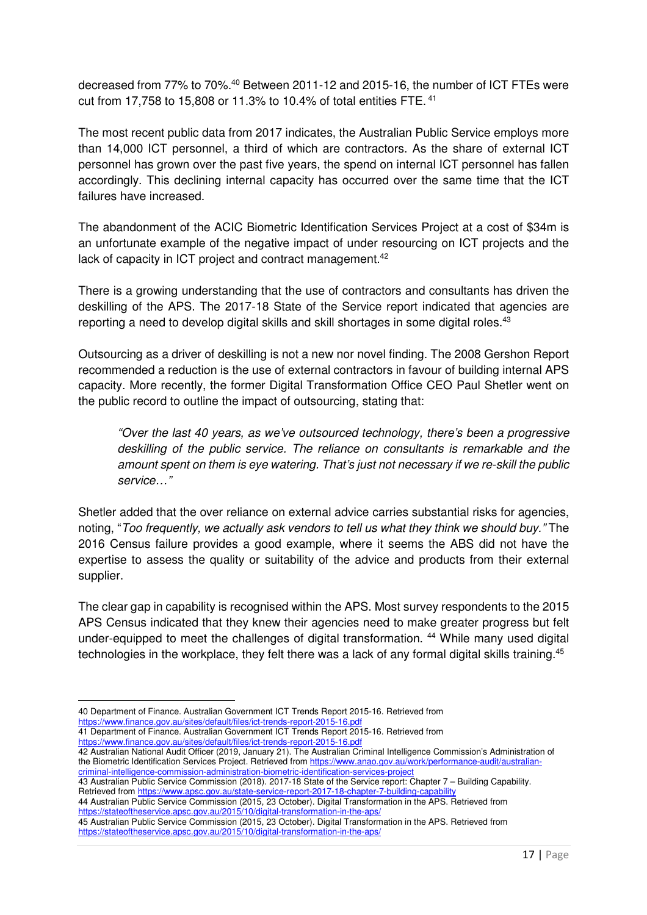decreased from 77% to 70%.[40] Between 2011-12 and 2015-16, the number of ICT FTEs were cut from 17,758 to 15,808 or 11.3% to 10.4% of total entities FTE. [41]

The most recent public data from 2017 indicates, the Australian Public Service employs more than 14,000 ICT personnel, a third of which are contractors. As the share of external ICT personnel has grown over the past five years, the spend on internal ICT personnel has fallen accordingly. This declining internal capacity has occurred over the same time that the ICT failures have increased.

The abandonment of the ACIC Biometric Identification Services Project at a cost of $34m is an unfortunate example of the negative impact of under resourcing on ICT projects and the lack of capacity in ICT project and contract management.[42]

There is a growing understanding that the use of contractors and consultants has driven the deskilling of the APS. The 2017-18 State of the Service report indicated that agencies are reporting a need to develop digital skills and skill shortages in some digital roles.[43]

Outsourcing as a driver of deskilling is not a new nor novel finding. The 2008 Gershon Report recommended a reduction is the use of external contractors in favour of building internal APS capacity. More recently, the former Digital Transformation Office CEO Paul Shetler went on the public record to outline the impact of outsourcing, stating that:

> *"Over the last 40 years, as we've outsourced technology, there's been a progressive deskilling of the public service. The reliance on consultants is remarkable and the amount spent on them is eye watering. That's just not necessary if we re-skill the public service…"*

Shetler added that the over reliance on external advice carries substantial risks for agencies, noting, "*Too frequently, we actually ask vendors to tell us what they think we should buy."* The 2016 Census failure provides a good example, where it seems the ABS did not have the expertise to assess the quality or suitability of the advice and products from their external supplier.

The clear gap in capability is recognised within the APS. Most survey respondents to the 2015 APS Census indicated that they knew their agencies need to make greater progress but felt under-equipped to meet the challenges of digital transformation. [44] While many used digital technologies in the workplace, they felt there was a lack of any formal digital skills training.[45]

---

40 Department of Finance. Australian Government ICT Trends Report 2015-16. Retrieved from https://www.finance.gov.au/sites/default/files/ict-trends-report-2015-16.pdf

41 Department of Finance. Australian Government ICT Trends Report 2015-16. Retrieved from https://www.finance.gov.au/sites/default/files/ict-trends-report-2015-16.pdf

42 Australian National Audit Officer (2019, January 21). The Australian Criminal Intelligence Commission's Administration of the Biometric Identification Services Project. Retrieved from https://www.anao.gov.au/work/performance-audit/australian-criminal-intelligence-commission-administration-biometric-identification-services-project

43 Australian Public Service Commission (2018). 2017-18 State of the Service report: Chapter 7 – Building Capability. Retrieved from https://www.apsc.gov.au/state-service-report-2017-18-chapter-7-building-capability

44 Australian Public Service Commission (2015, 23 October). Digital Transformation in the APS. Retrieved from https://stateoftheservice.apsc.gov.au/2015/10/digital-transformation-in-the-aps/

45 Australian Public Service Commission (2015, 23 October). Digital Transformation in the APS. Retrieved from https://stateoftheservice.apsc.gov.au/2015/10/digital-transformation-in-the-aps/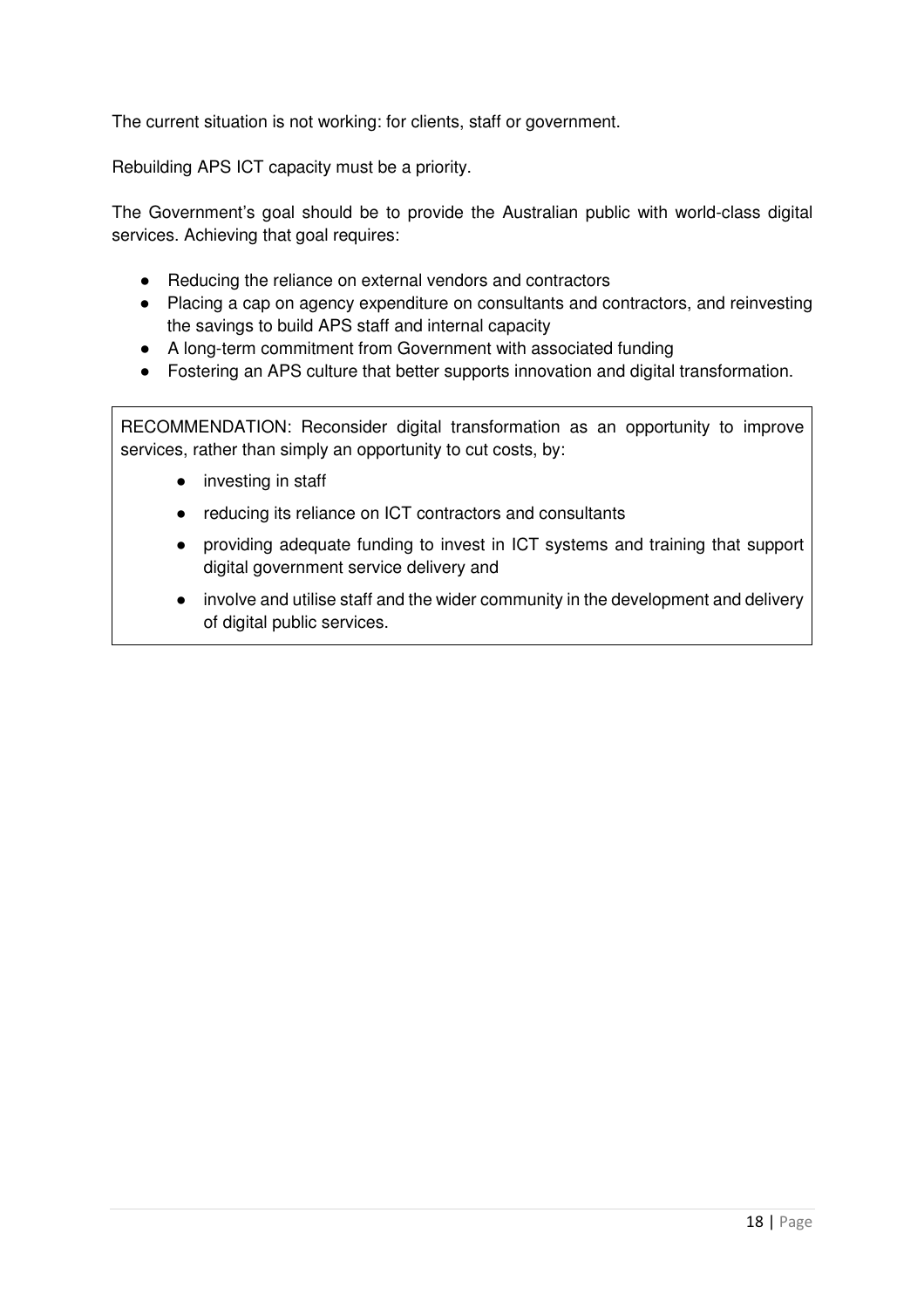The current situation is not working: for clients, staff or government.

Rebuilding APS ICT capacity must be a priority.

The Government's goal should be to provide the Australian public with world-class digital services. Achieving that goal requires:

- Reducing the reliance on external vendors and contractors
- Placing a cap on agency expenditure on consultants and contractors, and reinvesting the savings to build APS staff and internal capacity
- A long-term commitment from Government with associated funding
- Fostering an APS culture that better supports innovation and digital transformation.

> RECOMMENDATION: Reconsider digital transformation as an opportunity to improve services, rather than simply an opportunity to cut costs, by:
>
> - investing in staff
> - reducing its reliance on ICT contractors and consultants
> - providing adequate funding to invest in ICT systems and training that support digital government service delivery and
> - involve and utilise staff and the wider community in the development and delivery of digital public services.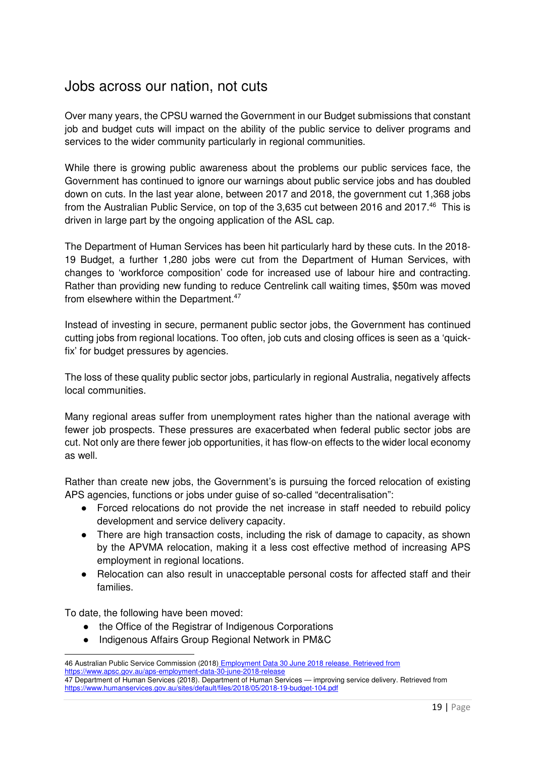## Jobs across our nation, not cuts

Over many years, the CPSU warned the Government in our Budget submissions that constant job and budget cuts will impact on the ability of the public service to deliver programs and services to the wider community particularly in regional communities.

While there is growing public awareness about the problems our public services face, the Government has continued to ignore our warnings about public service jobs and has doubled down on cuts. In the last year alone, between 2017 and 2018, the government cut 1,368 jobs from the Australian Public Service, on top of the 3,635 cut between 2016 and 2017.[46] This is driven in large part by the ongoing application of the ASL cap.

The Department of Human Services has been hit particularly hard by these cuts. In the 2018-19 Budget, a further 1,280 jobs were cut from the Department of Human Services, with changes to 'workforce composition' code for increased use of labour hire and contracting. Rather than providing new funding to reduce Centrelink call waiting times, $50m was moved from elsewhere within the Department.[47]

Instead of investing in secure, permanent public sector jobs, the Government has continued cutting jobs from regional locations. Too often, job cuts and closing offices is seen as a 'quick-fix' for budget pressures by agencies.

The loss of these quality public sector jobs, particularly in regional Australia, negatively affects local communities.

Many regional areas suffer from unemployment rates higher than the national average with fewer job prospects. These pressures are exacerbated when federal public sector jobs are cut. Not only are there fewer job opportunities, it has flow-on effects to the wider local economy as well.

Rather than create new jobs, the Government's is pursuing the forced relocation of existing APS agencies, functions or jobs under guise of so-called "decentralisation":

- Forced relocations do not provide the net increase in staff needed to rebuild policy development and service delivery capacity.
- There are high transaction costs, including the risk of damage to capacity, as shown by the APVMA relocation, making it a less cost effective method of increasing APS employment in regional locations.
- Relocation can also result in unacceptable personal costs for affected staff and their families.

To date, the following have been moved:

- the Office of the Registrar of Indigenous Corporations
- Indigenous Affairs Group Regional Network in PM&C

---

46 Australian Public Service Commission (2018) Employment Data 30 June 2018 release. Retrieved from https://www.apsc.gov.au/aps-employment-data-30-june-2018-release

47 Department of Human Services (2018). Department of Human Services — improving service delivery. Retrieved from https://www.humanservices.gov.au/sites/default/files/2018/05/2018-19-budget-104.pdf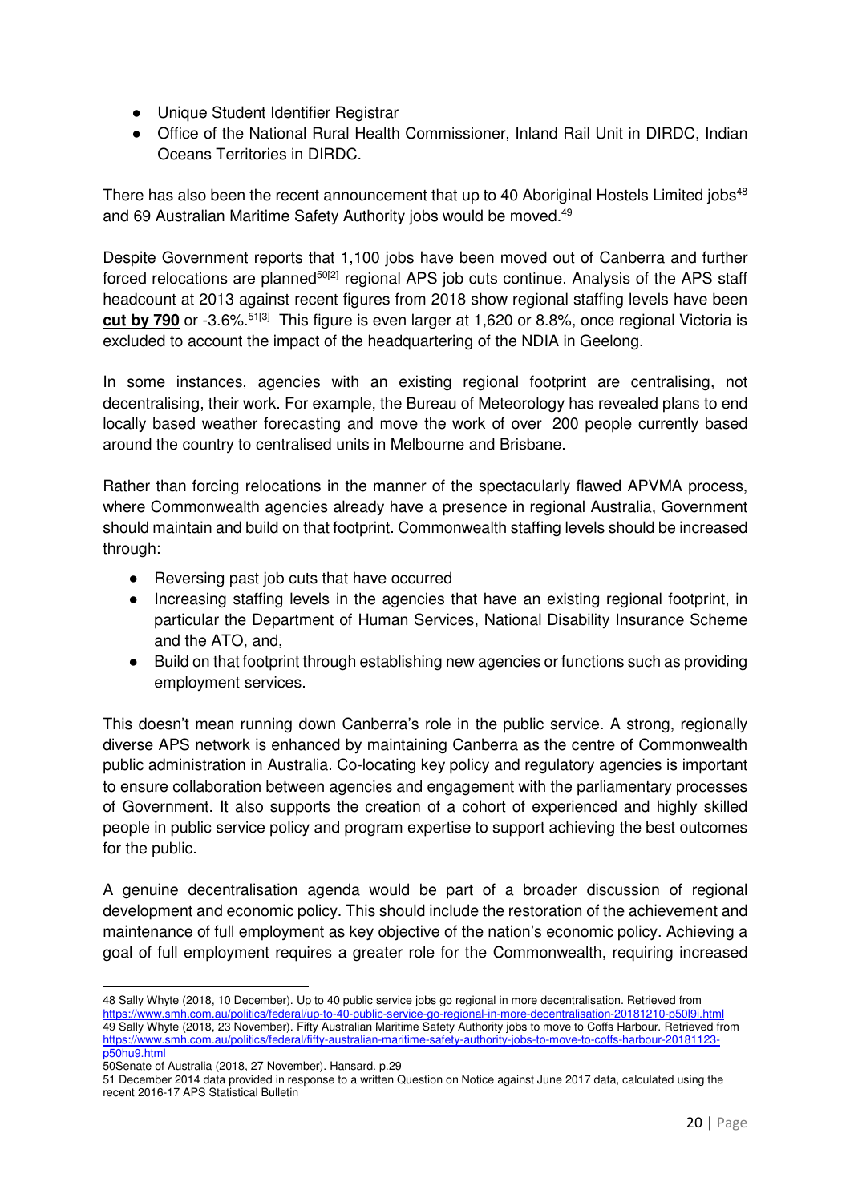- Unique Student Identifier Registrar
- Office of the National Rural Health Commissioner, Inland Rail Unit in DIRDC, Indian Oceans Territories in DIRDC.

There has also been the recent announcement that up to 40 Aboriginal Hostels Limited jobs[48] and 69 Australian Maritime Safety Authority jobs would be moved.[49]

Despite Government reports that 1,100 jobs have been moved out of Canberra and further forced relocations are planned[50][2] regional APS job cuts continue. Analysis of the APS staff headcount at 2013 against recent figures from 2018 show regional staffing levels have been **cut by 790** or -3.6%.[51][3] This figure is even larger at 1,620 or 8.8%, once regional Victoria is excluded to account the impact of the headquartering of the NDIA in Geelong.

In some instances, agencies with an existing regional footprint are centralising, not decentralising, their work. For example, the Bureau of Meteorology has revealed plans to end locally based weather forecasting and move the work of over 200 people currently based around the country to centralised units in Melbourne and Brisbane.

Rather than forcing relocations in the manner of the spectacularly flawed APVMA process, where Commonwealth agencies already have a presence in regional Australia, Government should maintain and build on that footprint. Commonwealth staffing levels should be increased through:

- Reversing past job cuts that have occurred
- Increasing staffing levels in the agencies that have an existing regional footprint, in particular the Department of Human Services, National Disability Insurance Scheme and the ATO, and,
- Build on that footprint through establishing new agencies or functions such as providing employment services.

This doesn't mean running down Canberra's role in the public service. A strong, regionally diverse APS network is enhanced by maintaining Canberra as the centre of Commonwealth public administration in Australia. Co-locating key policy and regulatory agencies is important to ensure collaboration between agencies and engagement with the parliamentary processes of Government. It also supports the creation of a cohort of experienced and highly skilled people in public service policy and program expertise to support achieving the best outcomes for the public.

A genuine decentralisation agenda would be part of a broader discussion of regional development and economic policy. This should include the restoration of the achievement and maintenance of full employment as key objective of the nation's economic policy. Achieving a goal of full employment requires a greater role for the Commonwealth, requiring increased

---

48 Sally Whyte (2018, 10 December). Up to 40 public service jobs go regional in more decentralisation. Retrieved from https://www.smh.com.au/politics/federal/up-to-40-public-service-go-regional-in-more-decentralisation-20181210-p50l9i.html

49 Sally Whyte (2018, 23 November). Fifty Australian Maritime Safety Authority jobs to move to Coffs Harbour. Retrieved from https://www.smh.com.au/politics/federal/fifty-australian-maritime-safety-authority-jobs-to-move-to-coffs-harbour-20181123-p50hu9.html

50Senate of Australia (2018, 27 November). Hansard. p.29

51 December 2014 data provided in response to a written Question on Notice against June 2017 data, calculated using the recent 2016-17 APS Statistical Bulletin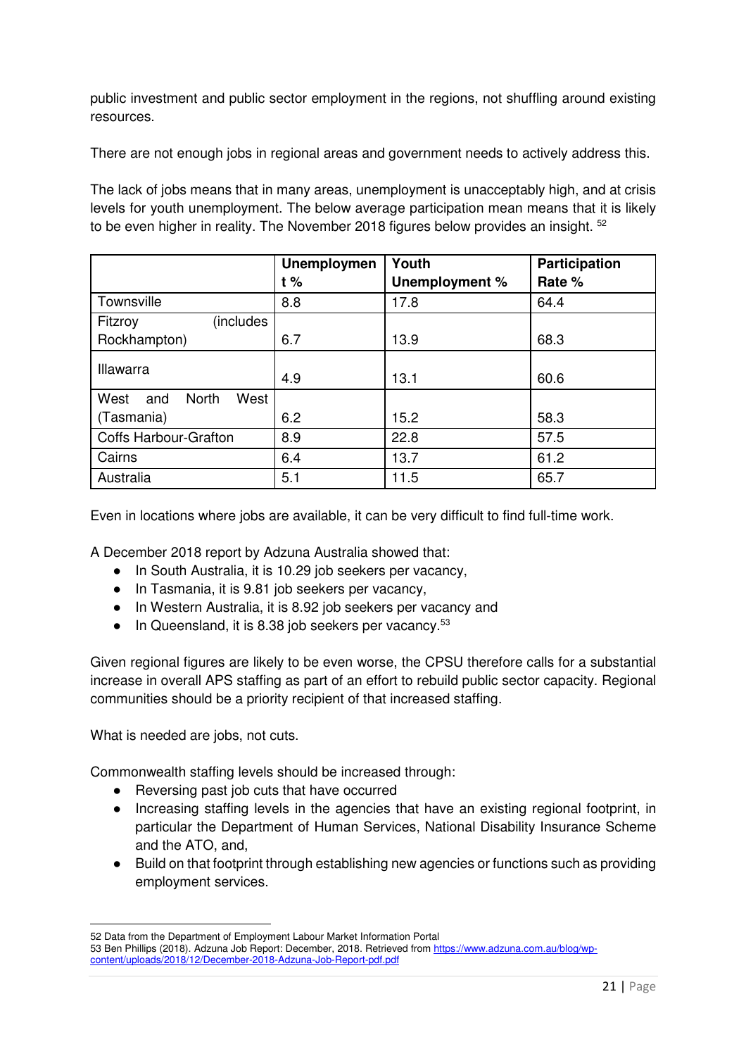public investment and public sector employment in the regions, not shuffling around existing resources.

There are not enough jobs in regional areas and government needs to actively address this.

The lack of jobs means that in many areas, unemployment is unacceptably high, and at crisis levels for youth unemployment. The below average participation mean means that it is likely to be even higher in reality. The November 2018 figures below provides an insight. [52]

| | Unemployment % | Youth Unemployment % | Participation Rate % |
|---|---|---|---|
| Townsville | 8.8 | 17.8 | 64.4 |
| Fitzroy (includes Rockhampton) | 6.7 | 13.9 | 68.3 |
| Illawarra | 4.9 | 13.1 | 60.6 |
| West and North West (Tasmania) | 6.2 | 15.2 | 58.3 |
| Coffs Harbour-Grafton | 8.9 | 22.8 | 57.5 |
| Cairns | 6.4 | 13.7 | 61.2 |
| Australia | 5.1 | 11.5 | 65.7 |

Even in locations where jobs are available, it can be very difficult to find full-time work.

A December 2018 report by Adzuna Australia showed that:

- In South Australia, it is 10.29 job seekers per vacancy,
- In Tasmania, it is 9.81 job seekers per vacancy,
- In Western Australia, it is 8.92 job seekers per vacancy and
- In Queensland, it is 8.38 job seekers per vacancy.[53]

Given regional figures are likely to be even worse, the CPSU therefore calls for a substantial increase in overall APS staffing as part of an effort to rebuild public sector capacity. Regional communities should be a priority recipient of that increased staffing.

What is needed are jobs, not cuts.

Commonwealth staffing levels should be increased through:

- Reversing past job cuts that have occurred
- Increasing staffing levels in the agencies that have an existing regional footprint, in particular the Department of Human Services, National Disability Insurance Scheme and the ATO, and,
- Build on that footprint through establishing new agencies or functions such as providing employment services.

---

52 Data from the Department of Employment Labour Market Information Portal

53 Ben Phillips (2018). Adzuna Job Report: December, 2018. Retrieved from https://www.adzuna.com.au/blog/wp-content/uploads/2018/12/December-2018-Adzuna-Job-Report-pdf.pdf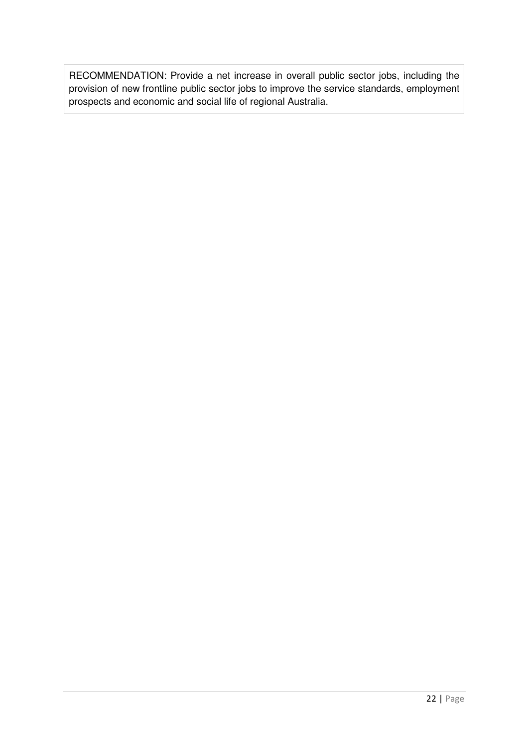RECOMMENDATION: Provide a net increase in overall public sector jobs, including the provision of new frontline public sector jobs to improve the service standards, employment prospects and economic and social life of regional Australia.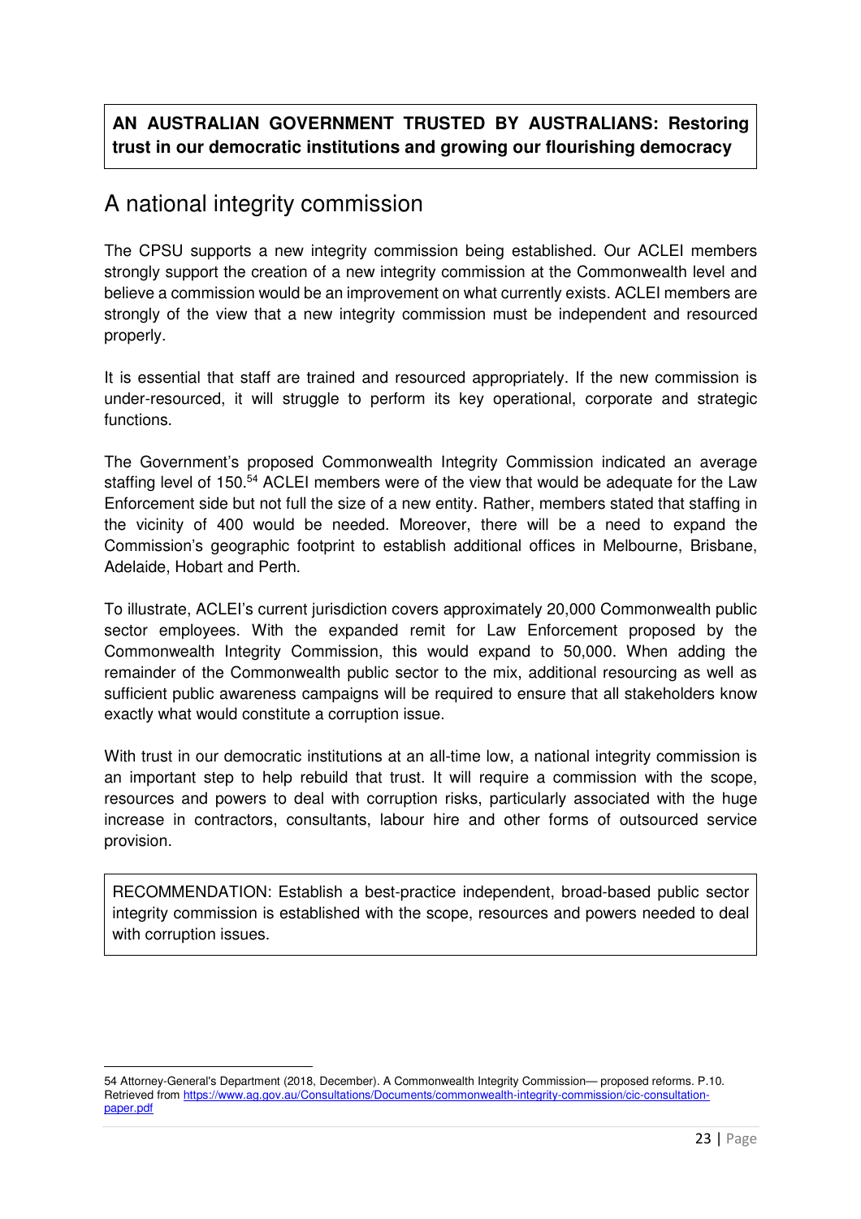**AN AUSTRALIAN GOVERNMENT TRUSTED BY AUSTRALIANS: Restoring trust in our democratic institutions and growing our flourishing democracy**

## A national integrity commission

The CPSU supports a new integrity commission being established. Our ACLEI members strongly support the creation of a new integrity commission at the Commonwealth level and believe a commission would be an improvement on what currently exists. ACLEI members are strongly of the view that a new integrity commission must be independent and resourced properly.

It is essential that staff are trained and resourced appropriately. If the new commission is under-resourced, it will struggle to perform its key operational, corporate and strategic functions.

The Government's proposed Commonwealth Integrity Commission indicated an average staffing level of 150.[54] ACLEI members were of the view that would be adequate for the Law Enforcement side but not full the size of a new entity. Rather, members stated that staffing in the vicinity of 400 would be needed. Moreover, there will be a need to expand the Commission's geographic footprint to establish additional offices in Melbourne, Brisbane, Adelaide, Hobart and Perth.

To illustrate, ACLEI's current jurisdiction covers approximately 20,000 Commonwealth public sector employees. With the expanded remit for Law Enforcement proposed by the Commonwealth Integrity Commission, this would expand to 50,000. When adding the remainder of the Commonwealth public sector to the mix, additional resourcing as well as sufficient public awareness campaigns will be required to ensure that all stakeholders know exactly what would constitute a corruption issue.

With trust in our democratic institutions at an all-time low, a national integrity commission is an important step to help rebuild that trust. It will require a commission with the scope, resources and powers to deal with corruption risks, particularly associated with the huge increase in contractors, consultants, labour hire and other forms of outsourced service provision.

RECOMMENDATION: Establish a best-practice independent, broad-based public sector integrity commission is established with the scope, resources and powers needed to deal with corruption issues.

---

54 Attorney-General's Department (2018, December). A Commonwealth Integrity Commission— proposed reforms. P.10. Retrieved from https://www.ag.gov.au/Consultations/Documents/commonwealth-integrity-commission/cic-consultation-paper.pdf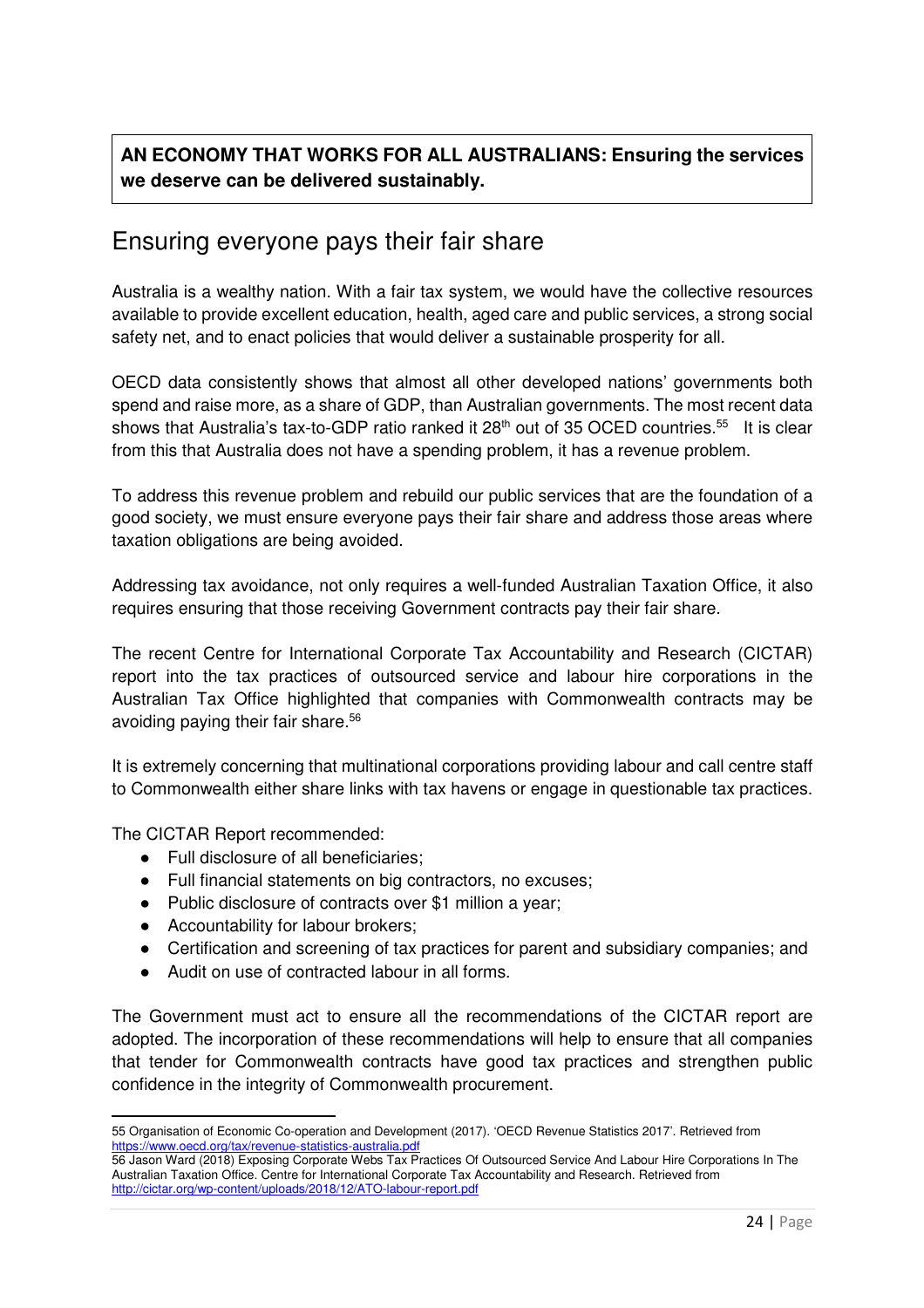**AN ECONOMY THAT WORKS FOR ALL AUSTRALIANS: Ensuring the services we deserve can be delivered sustainably.**

## Ensuring everyone pays their fair share

Australia is a wealthy nation. With a fair tax system, we would have the collective resources available to provide excellent education, health, aged care and public services, a strong social safety net, and to enact policies that would deliver a sustainable prosperity for all.

OECD data consistently shows that almost all other developed nations' governments both spend and raise more, as a share of GDP, than Australian governments. The most recent data shows that Australia's tax-to-GDP ratio ranked it 28th out of 35 OCED countries.[55] It is clear from this that Australia does not have a spending problem, it has a revenue problem.

To address this revenue problem and rebuild our public services that are the foundation of a good society, we must ensure everyone pays their fair share and address those areas where taxation obligations are being avoided.

Addressing tax avoidance, not only requires a well-funded Australian Taxation Office, it also requires ensuring that those receiving Government contracts pay their fair share.

The recent Centre for International Corporate Tax Accountability and Research (CICTAR) report into the tax practices of outsourced service and labour hire corporations in the Australian Tax Office highlighted that companies with Commonwealth contracts may be avoiding paying their fair share.[56]

It is extremely concerning that multinational corporations providing labour and call centre staff to Commonwealth either share links with tax havens or engage in questionable tax practices.

The CICTAR Report recommended:

- Full disclosure of all beneficiaries;
- Full financial statements on big contractors, no excuses;
- Public disclosure of contracts over $1 million a year;
- Accountability for labour brokers;
- Certification and screening of tax practices for parent and subsidiary companies; and
- Audit on use of contracted labour in all forms.

The Government must act to ensure all the recommendations of the CICTAR report are adopted. The incorporation of these recommendations will help to ensure that all companies that tender for Commonwealth contracts have good tax practices and strengthen public confidence in the integrity of Commonwealth procurement.

---

55 Organisation of Economic Co-operation and Development (2017). 'OECD Revenue Statistics 2017'. Retrieved from https://www.oecd.org/tax/revenue-statistics-australia.pdf

56 Jason Ward (2018) Exposing Corporate Webs Tax Practices Of Outsourced Service And Labour Hire Corporations In The Australian Taxation Office. Centre for International Corporate Tax Accountability and Research. Retrieved from http://cictar.org/wp-content/uploads/2018/12/ATO-labour-report.pdf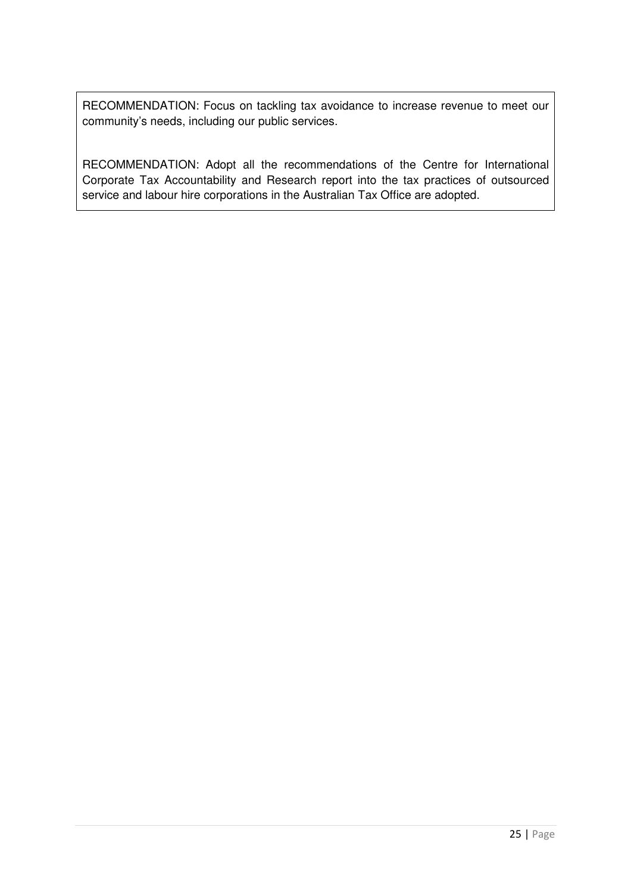RECOMMENDATION: Focus on tackling tax avoidance to increase revenue to meet our community's needs, including our public services.

RECOMMENDATION: Adopt all the recommendations of the Centre for International Corporate Tax Accountability and Research report into the tax practices of outsourced service and labour hire corporations in the Australian Tax Office are adopted.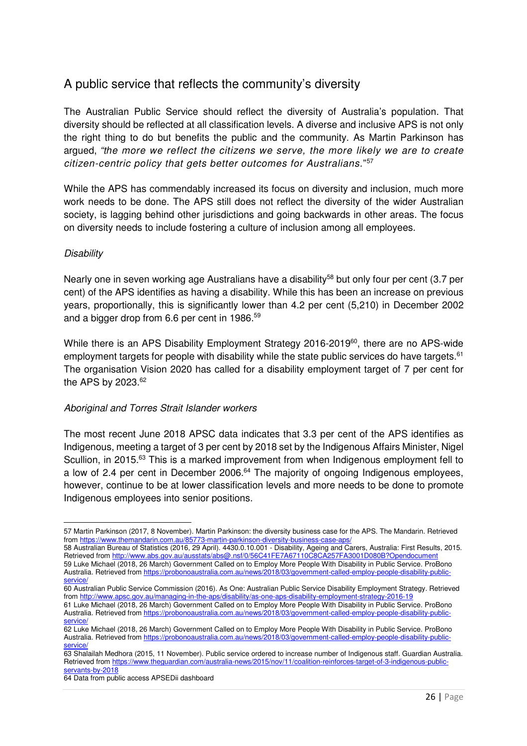## A public service that reflects the community's diversity

The Australian Public Service should reflect the diversity of Australia's population. That diversity should be reflected at all classification levels. A diverse and inclusive APS is not only the right thing to do but benefits the public and the community. As Martin Parkinson has argued, *"the more we reflect the citizens we serve, the more likely we are to create citizen-centric policy that gets better outcomes for Australians."*[57]

While the APS has commendably increased its focus on diversity and inclusion, much more work needs to be done. The APS still does not reflect the diversity of the wider Australian society, is lagging behind other jurisdictions and going backwards in other areas. The focus on diversity needs to include fostering a culture of inclusion among all employees.

*Disability*

Nearly one in seven working age Australians have a disability[58] but only four per cent (3.7 per cent) of the APS identifies as having a disability. While this has been an increase on previous years, proportionally, this is significantly lower than 4.2 per cent (5,210) in December 2002 and a bigger drop from 6.6 per cent in 1986.[59]

While there is an APS Disability Employment Strategy 2016-2019[60], there are no APS-wide employment targets for people with disability while the state public services do have targets.[61] The organisation Vision 2020 has called for a disability employment target of 7 per cent for the APS by 2023.[62]

*Aboriginal and Torres Strait Islander workers*

The most recent June 2018 APSC data indicates that 3.3 per cent of the APS identifies as Indigenous, meeting a target of 3 per cent by 2018 set by the Indigenous Affairs Minister, Nigel Scullion, in 2015.[63] This is a marked improvement from when Indigenous employment fell to a low of 2.4 per cent in December 2006.[64] The majority of ongoing Indigenous employees, however, continue to be at lower classification levels and more needs to be done to promote Indigenous employees into senior positions.

---

57 Martin Parkinson (2017, 8 November). Martin Parkinson: the diversity business case for the APS. The Mandarin. Retrieved from https://www.themandarin.com.au/85773-martin-parkinson-diversity-business-case-aps/

58 Australian Bureau of Statistics (2016, 29 April). 4430.0.10.001 - Disability, Ageing and Carers, Australia: First Results, 2015. Retrieved from http://www.abs.gov.au/ausstats/abs@.nsf/0/56C41FE7A67110C8CA257FA3001D080B?Opendocument

59 Luke Michael (2018, 26 March) Government Called on to Employ More People With Disability in Public Service. ProBono Australia. Retrieved from https://probonoaustralia.com.au/news/2018/03/government-called-employ-people-disability-public-service/

60 Australian Public Service Commission (2016). As One: Australian Public Service Disability Employment Strategy. Retrieved from http://www.apsc.gov.au/managing-in-the-aps/disability/as-one-aps-disability-employment-strategy-2016-19

61 Luke Michael (2018, 26 March) Government Called on to Employ More People With Disability in Public Service. ProBono Australia. Retrieved from https://probonoaustralia.com.au/news/2018/03/government-called-employ-people-disability-public-service/

62 Luke Michael (2018, 26 March) Government Called on to Employ More People With Disability in Public Service. ProBono Australia. Retrieved from https://probonoaustralia.com.au/news/2018/03/government-called-employ-people-disability-public-service/

63 Shalailah Medhora (2015, 11 November). Public service ordered to increase number of Indigenous staff. Guardian Australia. Retrieved from https://www.theguardian.com/australia-news/2015/nov/11/coalition-reinforces-target-of-3-indigenous-public-servants-by-2018

64 Data from public access APSEDii dashboard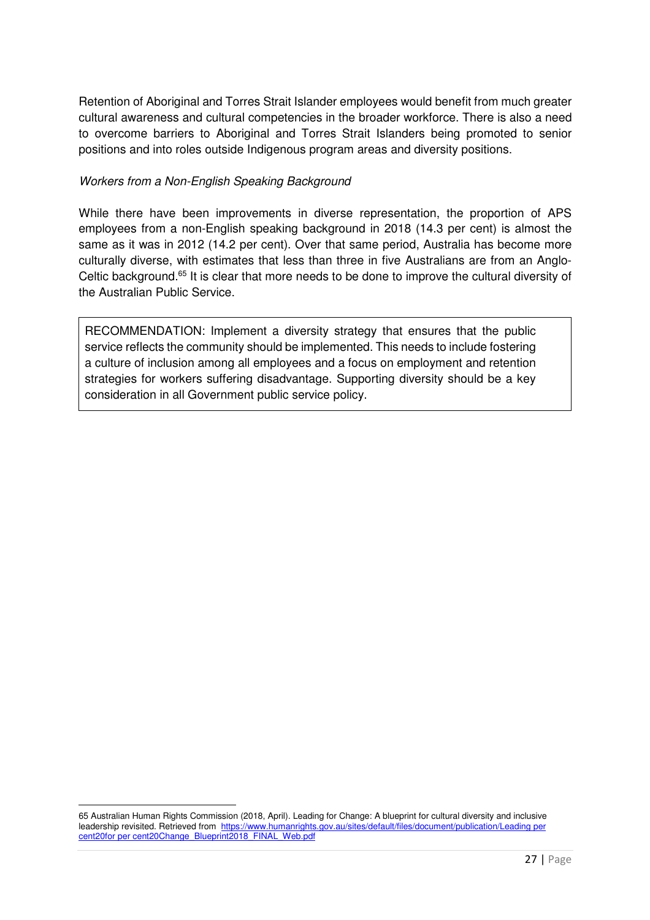Retention of Aboriginal and Torres Strait Islander employees would benefit from much greater cultural awareness and cultural competencies in the broader workforce. There is also a need to overcome barriers to Aboriginal and Torres Strait Islanders being promoted to senior positions and into roles outside Indigenous program areas and diversity positions.

*Workers from a Non-English Speaking Background*

While there have been improvements in diverse representation, the proportion of APS employees from a non-English speaking background in 2018 (14.3 per cent) is almost the same as it was in 2012 (14.2 per cent). Over that same period, Australia has become more culturally diverse, with estimates that less than three in five Australians are from an Anglo-Celtic background.[65] It is clear that more needs to be done to improve the cultural diversity of the Australian Public Service.

> RECOMMENDATION: Implement a diversity strategy that ensures that the public service reflects the community should be implemented. This needs to include fostering a culture of inclusion among all employees and a focus on employment and retention strategies for workers suffering disadvantage. Supporting diversity should be a key consideration in all Government public service policy.

---

65 Australian Human Rights Commission (2018, April). Leading for Change: A blueprint for cultural diversity and inclusive leadership revisited. Retrieved from https://www.humanrights.gov.au/sites/default/files/document/publication/Leading per cent20for per cent20Change_Blueprint2018_FINAL_Web.pdf